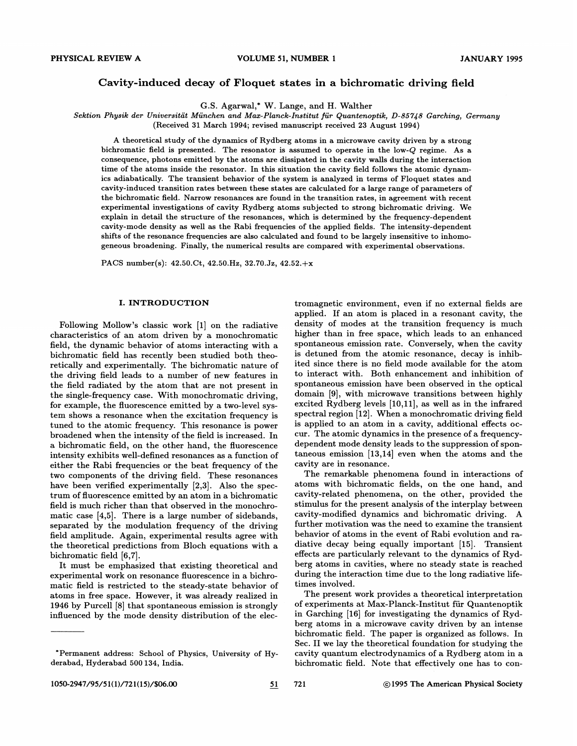# Cavity-induced decay of Floquet states in a bichromatic driving field

G.S. Agarwal,* W. Lange, and H. Walther

*Sektion Physik der Universität München and Max-Planck-Institut für Quantenoptik, D-85748 Garching, Germany*
(Received 31 March 1994; revised manuscript received 23 August 1994)

A theoretical study of the dynamics of Rydberg atoms in a microwave cavity driven by a strong bichromatic field is presented. The resonator is assumed to operate in the low-$Q$ regime. As a consequence, photons emitted by the atoms are dissipated in the cavity walls during the interaction time of the atoms inside the resonator. In this situation the cavity field follows the atomic dynamics adiabatically. The transient behavior of the system is analyzed in terms of Floquet states and cavity-induced transition rates between these states are calculated for a large range of parameters of the bichromatic field. Narrow resonances are found in the transition rates, in agreement with recent experimental investigations of cavity Rydberg atoms subjected to strong bichromatic driving. We explain in detail the structure of the resonances, which is determined by the frequency-dependent cavity-mode density as well as the Rabi frequencies of the applied fields. The intensity-dependent shifts of the resonance frequencies are also calculated and found to be largely insensitive to inhomogeneous broadening. Finally, the numerical results are compared with experimental observations.

PACS number(s): 42.50.Ct, 42.50.Hz, 32.70.Jz, 42.52.+x

## I. INTRODUCTION

Following Mollow's classic work [1] on the radiative characteristics of an atom driven by a monochromatic field, the dynamic behavior of atoms interacting with a bichromatic field has recently been studied both theoretically and experimentally. The bichromatic nature of the driving field leads to a number of new features in the field radiated by the atom that are not present in the single-frequency case. With monochromatic driving, for example, the fluorescence emitted by a two-level system shows a resonance when the excitation frequency is tuned to the atomic frequency. This resonance is power broadened when the intensity of the field is increased. In a bichromatic field, on the other hand, the fluorescence intensity exhibits well-defined resonances as a function of either the Rabi frequencies or the beat frequency of the two components of the driving field. These resonances have been verified experimentally [2,3]. Also the spectrum of fluorescence emitted by an atom in a bichromatic field is much richer than that observed in the monochromatic case [4,5]. There is a large number of sidebands, separated by the modulation frequency of the driving field amplitude. Again, experimental results agree with the theoretical predictions from Bloch equations with a bichromatic field [6,7].

It must be emphasized that existing theoretical and experimental work on resonance fluorescence in a bichromatic field is restricted to the steady-state behavior of atoms in free space. However, it was already realized in 1946 by Purcell [8] that spontaneous emission is strongly influenced by the mode density distribution of the electromagnetic environment, even if no external fields are applied. If an atom is placed in a resonant cavity, the density of modes at the transition frequency is much higher than in free space, which leads to an enhanced spontaneous emission rate. Conversely, when the cavity is detuned from the atomic resonance, decay is inhibited since there is no field mode available for the atom to interact with. Both enhancement and inhibition of spontaneous emission have been observed in the optical domain [9], with microwave transitions between highly excited Rydberg levels [10,11], as well as in the infrared spectral region [12]. When a monochromatic driving field is applied to an atom in a cavity, additional effects occur. The atomic dynamics in the presence of a frequency-dependent mode density leads to the suppression of spontaneous emission [13,14] even when the atoms and the cavity are in resonance.

The remarkable phenomena found in interactions of atoms with bichromatic fields, on the one hand, and cavity-related phenomena, on the other, provided the stimulus for the present analysis of the interplay between cavity-modified dynamics and bichromatic driving. A further motivation was the need to examine the transient behavior of atoms in the event of Rabi evolution and radiative decay being equally important [15]. Transient effects are particularly relevant to the dynamics of Rydberg atoms in cavities, where no steady state is reached during the interaction time due to the long radiative lifetimes involved.

The present work provides a theoretical interpretation of experiments at Max-Planck-Institut für Quantenoptik in Garching [16] for investigating the dynamics of Rydberg atoms in a microwave cavity driven by an intense bichromatic field. The paper is organized as follows. In Sec. II we lay the theoretical foundation for studying the cavity quantum electrodynamics of a Rydberg atom in a bichromatic field. Note that effectively one has to con-

*Permanent address: School of Physics, University of Hyderabad, Hyderabad 500 134, India.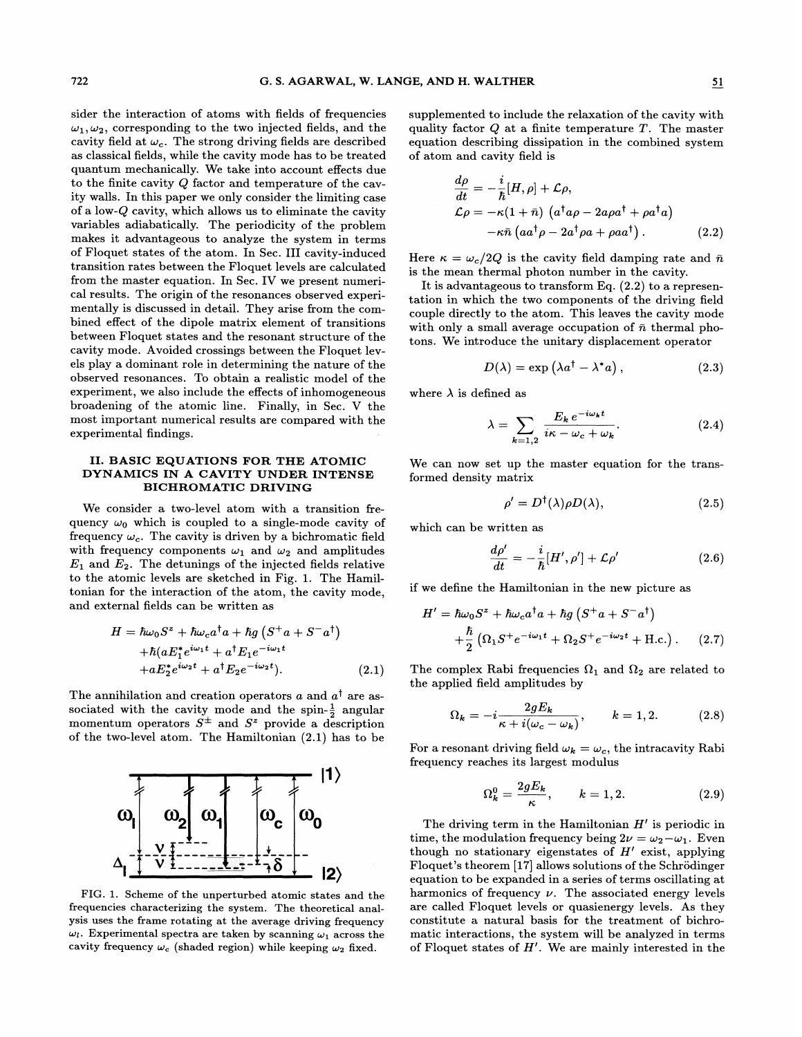sider the interaction of atoms with fields of frequencies $\omega_1, \omega_2$, corresponding to the two injected fields, and the cavity field at $\omega_c$. The strong driving fields are described as classical fields, while the cavity mode has to be treated quantum mechanically. We take into account effects due to the finite cavity $Q$ factor and temperature of the cavity walls. In this paper we only consider the limiting case of a low-$Q$ cavity, which allows us to eliminate the cavity variables adiabatically. The periodicity of the problem makes it advantageous to analyze the system in terms of Floquet states of the atom. In Sec. III cavity-induced transition rates between the Floquet levels are calculated from the master equation. In Sec. IV we present numerical results. The origin of the resonances observed experimentally is discussed in detail. They arise from the combined effect of the dipole matrix element of transitions between Floquet states and the resonant structure of the cavity mode. Avoided crossings between the Floquet levels play a dominant role in determining the nature of the observed resonances. To obtain a realistic model of the experiment, we also include the effects of inhomogeneous broadening of the atomic line. Finally, in Sec. V the most important numerical results are compared with the experimental findings.

## II. BASIC EQUATIONS FOR THE ATOMIC DYNAMICS IN A CAVITY UNDER INTENSE BICHROMATIC DRIVING

We consider a two-level atom with a transition frequency $\omega_0$ which is coupled to a single-mode cavity of frequency $\omega_c$. The cavity is driven by a bichromatic field with frequency components $\omega_1$ and $\omega_2$ and amplitudes $E_1$ and $E_2$. The detunings of the injected fields relative to the atomic levels are sketched in Fig. 1. The Hamiltonian for the interaction of the atom, the cavity mode, and external fields can be written as

$$
\begin{aligned}
H = {} & \hbar\omega_0 S^z + \hbar\omega_c a^\dagger a + \hbar g\left(S^+ a + S^- a^\dagger\right) \\
& + \hbar(a E_1^* e^{i\omega_1 t} + a^\dagger E_1 e^{-i\omega_1 t} \\
& + a E_2^* e^{i\omega_2 t} + a^\dagger E_2 e^{-i\omega_2 t}). \qquad (2.1)
\end{aligned}
$$

The annihilation and creation operators $a$ and $a^\dagger$ are associated with the cavity mode and the spin-$\frac{1}{2}$ angular momentum operators $S^\pm$ and $S^z$ provide a description of the two-level atom. The Hamiltonian (2.1) has to be

FIG. 1. Scheme of the unperturbed atomic states and the frequencies characterizing the system. The theoretical analysis uses the frame rotating at the average driving frequency $\omega_l$. Experimental spectra are taken by scanning $\omega_1$ across the cavity frequency $\omega_c$ (shaded region) while keeping $\omega_2$ fixed.

supplemented to include the relaxation of the cavity with quality factor $Q$ at a finite temperature $T$. The master equation describing dissipation in the combined system of atom and cavity field is

$$
\begin{aligned}
\frac{d\rho}{dt} &= -\frac{i}{\hbar}[H,\rho] + \mathcal{L}\rho, \\
\mathcal{L}\rho &= -\kappa(1+\bar{n})\left(a^\dagger a\rho - 2a\rho a^\dagger + \rho a^\dagger a\right) \\
& \quad -\kappa\bar{n}\left(a a^\dagger\rho - 2a^\dagger\rho a + \rho a a^\dagger\right). \qquad (2.2)
\end{aligned}
$$

Here $\kappa = \omega_c/2Q$ is the cavity field damping rate and $\bar{n}$ is the mean thermal photon number in the cavity.

It is advantageous to transform Eq. (2.2) to a representation in which the two components of the driving field couple directly to the atom. This leaves the cavity mode with only a small average occupation of $\bar{n}$ thermal photons. We introduce the unitary displacement operator

$$
D(\lambda) = \exp\left(\lambda a^\dagger - \lambda^* a\right), \qquad (2.3)
$$

where $\lambda$ is defined as

$$
\lambda = \sum_{k=1,2} \frac{E_k\, e^{-i\omega_k t}}{i\kappa - \omega_c + \omega_k}. \qquad (2.4)
$$

We can now set up the master equation for the transformed density matrix

$$
\rho' = D^\dagger(\lambda)\rho D(\lambda), \qquad (2.5)
$$

which can be written as

$$
\frac{d\rho'}{dt} = -\frac{i}{\hbar}[H',\rho'] + \mathcal{L}\rho' \qquad (2.6)
$$

if we define the Hamiltonian in the new picture as

$$
\begin{aligned}
H' = {} & \hbar\omega_0 S^z + \hbar\omega_c a^\dagger a + \hbar g\left(S^+ a + S^- a^\dagger\right) \\
& + \frac{\hbar}{2}\left(\Omega_1 S^+ e^{-i\omega_1 t} + \Omega_2 S^+ e^{-i\omega_2 t} + \text{H.c.}\right). \qquad (2.7)
\end{aligned}
$$

The complex Rabi frequencies $\Omega_1$ and $\Omega_2$ are related to the applied field amplitudes by

$$
\Omega_k = -i\frac{2gE_k}{\kappa + i(\omega_c - \omega_k)}, \qquad k = 1,2. \qquad (2.8)
$$

For a resonant driving field $\omega_k = \omega_c$, the intracavity Rabi frequency reaches its largest modulus

$$
\Omega_k^0 = \frac{2gE_k}{\kappa}, \qquad k = 1,2. \qquad (2.9)
$$

The driving term in the Hamiltonian $H'$ is periodic in time, the modulation frequency being $2\nu = \omega_2 - \omega_1$. Even though no stationary eigenstates of $H'$ exist, applying Floquet's theorem [17] allows solutions of the Schrödinger equation to be expanded in a series of terms oscillating at harmonics of frequency $\nu$. The associated energy levels are called Floquet levels or quasienergy levels. As they constitute a natural basis for the treatment of bichromatic interactions, the system will be analyzed in terms of Floquet states of $H'$. We are mainly interested in the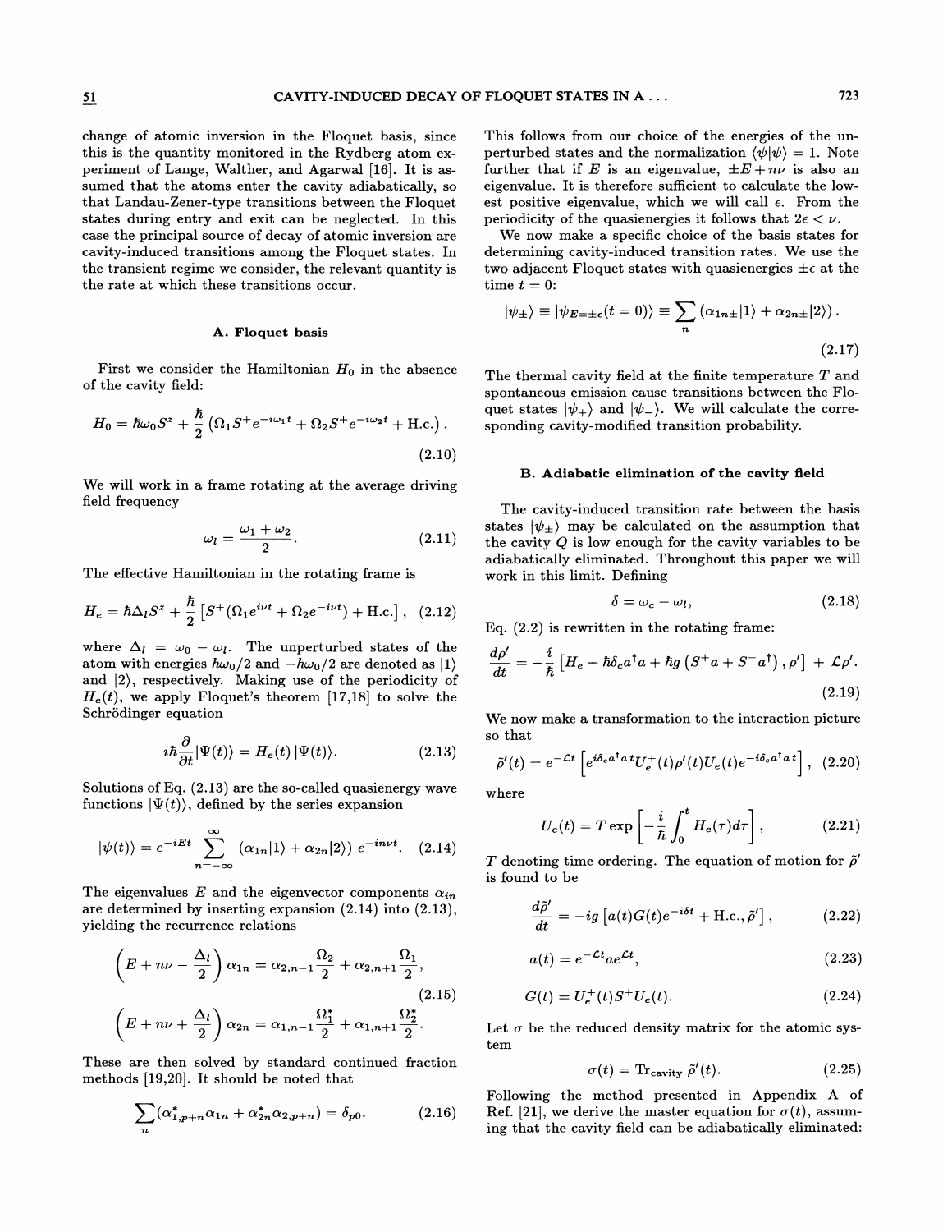change of atomic inversion in the Floquet basis, since this is the quantity monitored in the Rydberg atom experiment of Lange, Walther, and Agarwal [16]. It is assumed that the atoms enter the cavity adiabatically, so that Landau-Zener-type transitions between the Floquet states during entry and exit can be neglected. In this case the principal source of decay of atomic inversion are cavity-induced transitions among the Floquet states. In the transient regime we consider, the relevant quantity is the rate at which these transitions occur.

### A. Floquet basis

First we consider the Hamiltonian $H_0$ in the absence of the cavity field:

$$H_0 = \hbar\omega_0 S^z + \frac{\hbar}{2}\left(\Omega_1 S^+ e^{-i\omega_1 t} + \Omega_2 S^+ e^{-i\omega_2 t} + \text{H.c.}\right). \tag{2.10}$$

We will work in a frame rotating at the average driving field frequency

$$\omega_l = \frac{\omega_1 + \omega_2}{2}. \tag{2.11}$$

The effective Hamiltonian in the rotating frame is

$$H_e = \hbar\Delta_l S^z + \frac{\hbar}{2}\left[S^+(\Omega_1 e^{i\nu t} + \Omega_2 e^{-i\nu t}) + \text{H.c.}\right], \tag{2.12}$$

where $\Delta_l = \omega_0 - \omega_l$. The unperturbed states of the atom with energies $\hbar\omega_0/2$ and $-\hbar\omega_0/2$ are denoted as $|1\rangle$ and $|2\rangle$, respectively. Making use of the periodicity of $H_e(t)$, we apply Floquet's theorem [17,18] to solve the Schrödinger equation

$$i\hbar\frac{\partial}{\partial t}|\Psi(t)\rangle = H_e(t)\,|\Psi(t)\rangle. \tag{2.13}$$

Solutions of Eq. (2.13) are the so-called quasienergy wave functions $|\Psi(t)\rangle$, defined by the series expansion

$$|\psi(t)\rangle = e^{-iEt}\sum_{n=-\infty}^{\infty}\left(\alpha_{1n}|1\rangle + \alpha_{2n}|2\rangle\right)e^{-in\nu t}. \tag{2.14}$$

The eigenvalues $E$ and the eigenvector components $\alpha_{in}$ are determined by inserting expansion (2.14) into (2.13), yielding the recurrence relations

$$\begin{aligned}\left(E + n\nu - \frac{\Delta_l}{2}\right)\alpha_{1n} &= \alpha_{2,n-1}\frac{\Omega_2}{2} + \alpha_{2,n+1}\frac{\Omega_1}{2},\\ \left(E + n\nu + \frac{\Delta_l}{2}\right)\alpha_{2n} &= \alpha_{1,n-1}\frac{\Omega_1^*}{2} + \alpha_{1,n+1}\frac{\Omega_2^*}{2}.\end{aligned} \tag{2.15}$$

These are then solved by standard continued fraction methods [19,20]. It should be noted that

$$\sum_n(\alpha_{1,p+n}^*\alpha_{1n} + \alpha_{2n}^*\alpha_{2,p+n}) = \delta_{p0}. \tag{2.16}$$

This follows from our choice of the energies of the unperturbed states and the normalization $\langle\psi|\psi\rangle = 1$. Note further that if $E$ is an eigenvalue, $\pm E + n\nu$ is also an eigenvalue. It is therefore sufficient to calculate the lowest positive eigenvalue, which we will call $\epsilon$. From the periodicity of the quasienergies it follows that $2\epsilon < \nu$.

We now make a specific choice of the basis states for determining cavity-induced transition rates. We use the two adjacent Floquet states with quasienergies $\pm\epsilon$ at the time $t = 0$:

$$|\psi_\pm\rangle \equiv |\psi_{E=\pm\epsilon}(t=0)\rangle \equiv \sum_n\left(\alpha_{1n\pm}|1\rangle + \alpha_{2n\pm}|2\rangle\right). \tag{2.17}$$

The thermal cavity field at the finite temperature $T$ and spontaneous emission cause transitions between the Floquet states $|\psi_+\rangle$ and $|\psi_-\rangle$. We will calculate the corresponding cavity-modified transition probability.

### B. Adiabatic elimination of the cavity field

The cavity-induced transition rate between the basis states $|\psi_\pm\rangle$ may be calculated on the assumption that the cavity $Q$ is low enough for the cavity variables to be adiabatically eliminated. Throughout this paper we will work in this limit. Defining

$$\delta = \omega_c - \omega_l, \tag{2.18}$$

Eq. (2.2) is rewritten in the rotating frame:

$$\frac{d\rho'}{dt} = -\frac{i}{\hbar}\left[H_e + \hbar\delta_c a^\dagger a + \hbar g\left(S^+ a + S^- a^\dagger\right), \rho'\right] + \mathcal{L}\rho'. \tag{2.19}$$

We now make a transformation to the interaction picture so that

$$\tilde{\rho}'(t) = e^{-\mathcal{L}t}\left[e^{i\delta_c a^\dagger a t}U_e^+(t)\rho'(t)U_e(t)e^{-i\delta_c a^\dagger a t}\right], \tag{2.20}$$

where

$$U_e(t) = T\exp\left[-\frac{i}{\hbar}\int_0^t H_e(\tau)d\tau\right], \tag{2.21}$$

$T$ denoting time ordering. The equation of motion for $\tilde{\rho}'$ is found to be

$$\frac{d\tilde{\rho}'}{dt} = -ig\left[a(t)G(t)e^{-i\delta t} + \text{H.c.}, \tilde{\rho}'\right], \tag{2.22}$$

$$a(t) = e^{-\mathcal{L}t}ae^{\mathcal{L}t}, \tag{2.23}$$

$$G(t) = U_e^+(t)S^+U_e(t). \tag{2.24}$$

Let $\sigma$ be the reduced density matrix for the atomic system

$$\sigma(t) = \text{Tr}_{\text{cavity}}\,\tilde{\rho}'(t). \tag{2.25}$$

Following the method presented in Appendix A of Ref. [21], we derive the master equation for $\sigma(t)$, assuming that the cavity field can be adiabatically eliminated: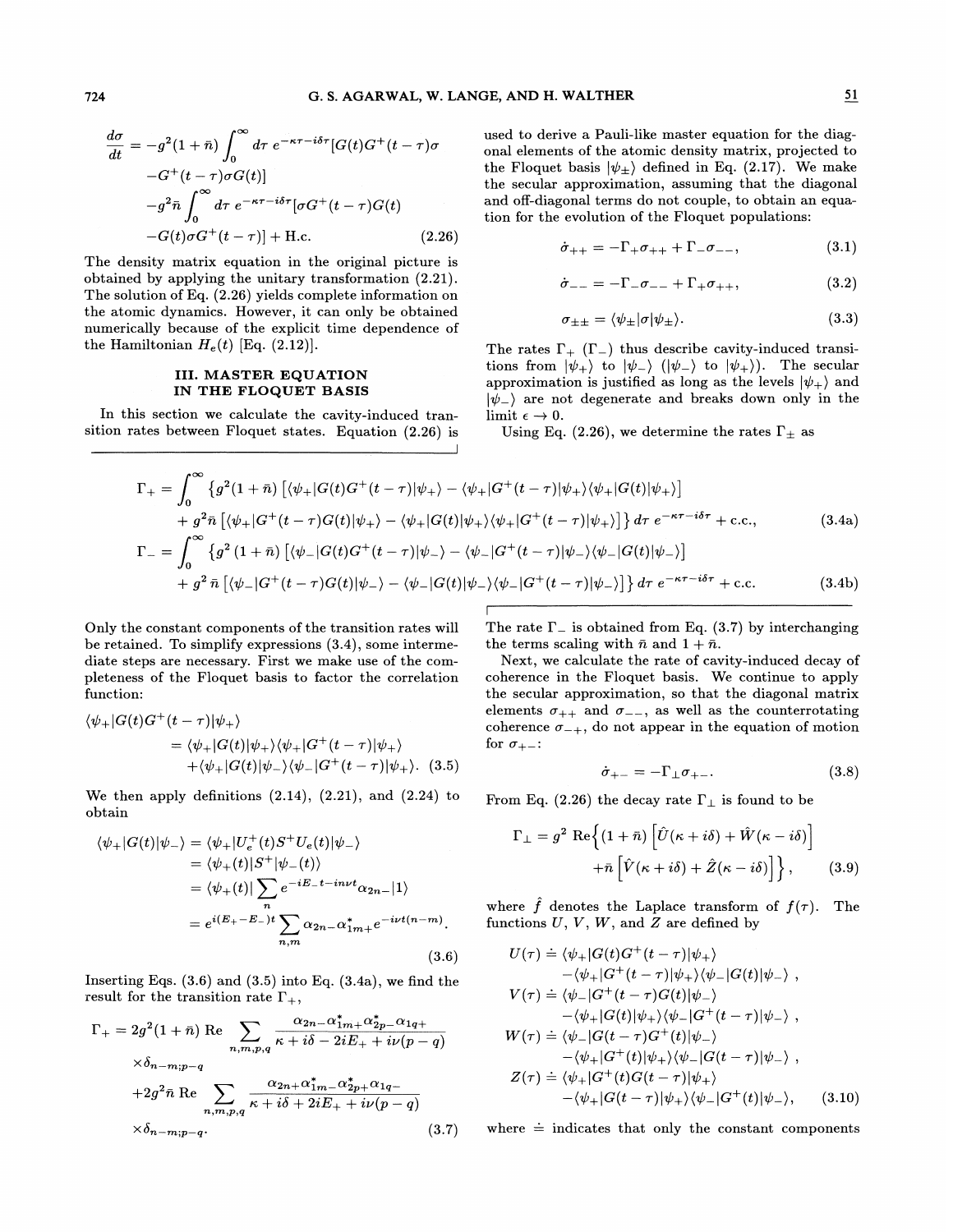$$
\begin{aligned}
\frac{d\sigma}{dt} = &-g^2(1+\bar{n})\int_0^\infty d\tau\, e^{-\kappa\tau - i\delta\tau}[G(t)G^+(t-\tau)\sigma \\
&-G^+(t-\tau)\sigma G(t)] \\
&-g^2\bar{n}\int_0^\infty d\tau\, e^{-\kappa\tau-i\delta\tau}[\sigma G^+(t-\tau)G(t) \\
&-G(t)\sigma G^+(t-\tau)] + \text{H.c.}
\end{aligned}
\tag{2.26}
$$

The density matrix equation in the original picture is obtained by applying the unitary transformation (2.21). The solution of Eq. (2.26) yields complete information on the atomic dynamics. However, it can only be obtained numerically because of the explicit time dependence of the Hamiltonian $H_e(t)$ [Eq. (2.12)].

## III. MASTER EQUATION IN THE FLOQUET BASIS

In this section we calculate the cavity-induced transition rates between Floquet states. Equation (2.26) is used to derive a Pauli-like master equation for the diagonal elements of the atomic density matrix, projected to the Floquet basis $|\psi_\pm\rangle$ defined in Eq. (2.17). We make the secular approximation, assuming that the diagonal and off-diagonal terms do not couple, to obtain an equation for the evolution of the Floquet populations:

$$
\dot{\sigma}_{++} = -\Gamma_+\sigma_{++} + \Gamma_-\sigma_{--}, \tag{3.1}
$$

$$
\dot{\sigma}_{--} = -\Gamma_-\sigma_{--} + \Gamma_+\sigma_{++}, \tag{3.2}
$$

$$
\sigma_{\pm\pm} = \langle\psi_\pm|\sigma|\psi_\pm\rangle. \tag{3.3}
$$

The rates $\Gamma_+$ ($\Gamma_-$) thus describe cavity-induced transitions from $|\psi_+\rangle$ to $|\psi_-\rangle$ ($|\psi_-\rangle$ to $|\psi_+\rangle$). The secular approximation is justified as long as the levels $|\psi_+\rangle$ and $|\psi_-\rangle$ are not degenerate and breaks down only in the limit $\epsilon \to 0$.

Using Eq. (2.26), we determine the rates $\Gamma_\pm$ as

$$
\begin{aligned}
\Gamma_+ = \int_0^\infty \{&g^2(1+\bar{n})\left[\langle\psi_+|G(t)G^+(t-\tau)|\psi_+\rangle - \langle\psi_+|G^+(t-\tau)|\psi_+\rangle\langle\psi_+|G(t)|\psi_+\rangle\right] \\
&+ g^2\bar{n}\left[\langle\psi_+|G^+(t-\tau)G(t)|\psi_+\rangle - \langle\psi_+|G(t)|\psi_+\rangle\langle\psi_+|G^+(t-\tau)|\psi_+\rangle\right]\}\, d\tau\, e^{-\kappa\tau-i\delta\tau} + \text{c.c.},
\end{aligned}
\tag{3.4a}
$$

$$
\begin{aligned}
\Gamma_- = \int_0^\infty \{&g^2(1+\bar{n})\left[\langle\psi_-|G(t)G^+(t-\tau)|\psi_-\rangle - \langle\psi_-|G^+(t-\tau)|\psi_-\rangle\langle\psi_-|G(t)|\psi_-\rangle\right] \\
&+ g^2\bar{n}\left[\langle\psi_-|G^+(t-\tau)G(t)|\psi_-\rangle - \langle\psi_-|G(t)|\psi_-\rangle\langle\psi_-|G^+(t-\tau)|\psi_-\rangle\right]\}\, d\tau\, e^{-\kappa\tau-i\delta\tau} + \text{c.c.}
\end{aligned}
\tag{3.4b}
$$

Only the constant components of the transition rates will be retained. To simplify expressions (3.4), some intermediate steps are necessary. First we make use of the completeness of the Floquet basis to factor the correlation function:

$$
\begin{aligned}
\langle\psi_+|G(t)G^+(t-\tau)|\psi_+\rangle &= \langle\psi_+|G(t)|\psi_+\rangle\langle\psi_+|G^+(t-\tau)|\psi_+\rangle \\
&\quad+\langle\psi_+|G(t)|\psi_-\rangle\langle\psi_-|G^+(t-\tau)|\psi_+\rangle. 
\end{aligned}
\tag{3.5}
$$

We then apply definitions (2.14), (2.21), and (2.24) to obtain

$$
\begin{aligned}
\langle\psi_+|G(t)|\psi_-\rangle &= \langle\psi_+|U_e^+(t)S^+U_e(t)|\psi_-\rangle \\
&= \langle\psi_+(t)|S^+|\psi_-(t)\rangle \\
&= \langle\psi_+(t)|\sum_n e^{-iE_-t-in\nu t}\alpha_{2n-}|1\rangle \\
&= e^{i(E_+-E_-)t}\sum_{n,m}\alpha_{2n-}\alpha^*_{1m+}e^{-i\nu t(n-m)}.
\end{aligned}
\tag{3.6}
$$

Inserting Eqs. (3.6) and (3.5) into Eq. (3.4a), we find the result for the transition rate $\Gamma_+$,

$$
\begin{aligned}
\Gamma_+ = &\,2g^2(1+\bar{n})\,\text{Re}\sum_{n,m,p,q}\frac{\alpha_{2n-}\alpha^*_{1m+}\alpha^*_{2p-}\alpha_{1q+}}{\kappa+i\delta-2iE_++i\nu(p-q)} \\
&\times\delta_{n-m;p-q} \\
&+2g^2\bar{n}\,\text{Re}\sum_{n,m,p,q}\frac{\alpha_{2n+}\alpha^*_{1m-}\alpha^*_{2p+}\alpha_{1q-}}{\kappa+i\delta+2iE_++i\nu(p-q)} \\
&\times\delta_{n-m;p-q}.
\end{aligned}
\tag{3.7}
$$

The rate $\Gamma_-$ is obtained from Eq. (3.7) by interchanging the terms scaling with $\bar{n}$ and $1+\bar{n}$.

Next, we calculate the rate of cavity-induced decay of coherence in the Floquet basis. We continue to apply the secular approximation, so that the diagonal matrix elements $\sigma_{++}$ and $\sigma_{--}$, as well as the counterrotating coherence $\sigma_{-+}$, do not appear in the equation of motion for $\sigma_{+-}$:

$$
\dot{\sigma}_{+-} = -\Gamma_\perp\sigma_{+-}. \tag{3.8}
$$

From Eq. (2.26) the decay rate $\Gamma_\perp$ is found to be

$$
\begin{aligned}
\Gamma_\perp = g^2\,\text{Re}\Big\{&(1+\bar{n})\left[\hat{U}(\kappa+i\delta)+\hat{W}(\kappa-i\delta)\right] \\
&+\bar{n}\left[\hat{V}(\kappa+i\delta)+\hat{Z}(\kappa-i\delta)\right]\Big\},
\end{aligned}
\tag{3.9}
$$

where $\hat{f}$ denotes the Laplace transform of $f(\tau)$. The functions $U$, $V$, $W$, and $Z$ are defined by

$$
\begin{aligned}
U(\tau) &\doteq \langle\psi_+|G(t)G^+(t-\tau)|\psi_+\rangle \\
&\quad-\langle\psi_+|G^+(t-\tau)|\psi_+\rangle\langle\psi_-|G(t)|\psi_-\rangle\,, \\
V(\tau) &\doteq \langle\psi_-|G^+(t-\tau)G(t)|\psi_-\rangle \\
&\quad-\langle\psi_+|G(t)|\psi_+\rangle\langle\psi_-|G^+(t-\tau)|\psi_-\rangle\,, \\
W(\tau) &\doteq \langle\psi_-|G(t-\tau)G^+(t)|\psi_-\rangle \\
&\quad-\langle\psi_+|G^+(t)|\psi_+\rangle\langle\psi_-|G(t-\tau)|\psi_-\rangle\,, \\
Z(\tau) &\doteq \langle\psi_+|G^+(t)G(t-\tau)|\psi_+\rangle \\
&\quad-\langle\psi_+|G(t-\tau)|\psi_+\rangle\langle\psi_-|G^+(t)|\psi_-\rangle,
\end{aligned}
\tag{3.10}
$$

where $\doteq$ indicates that only the constant components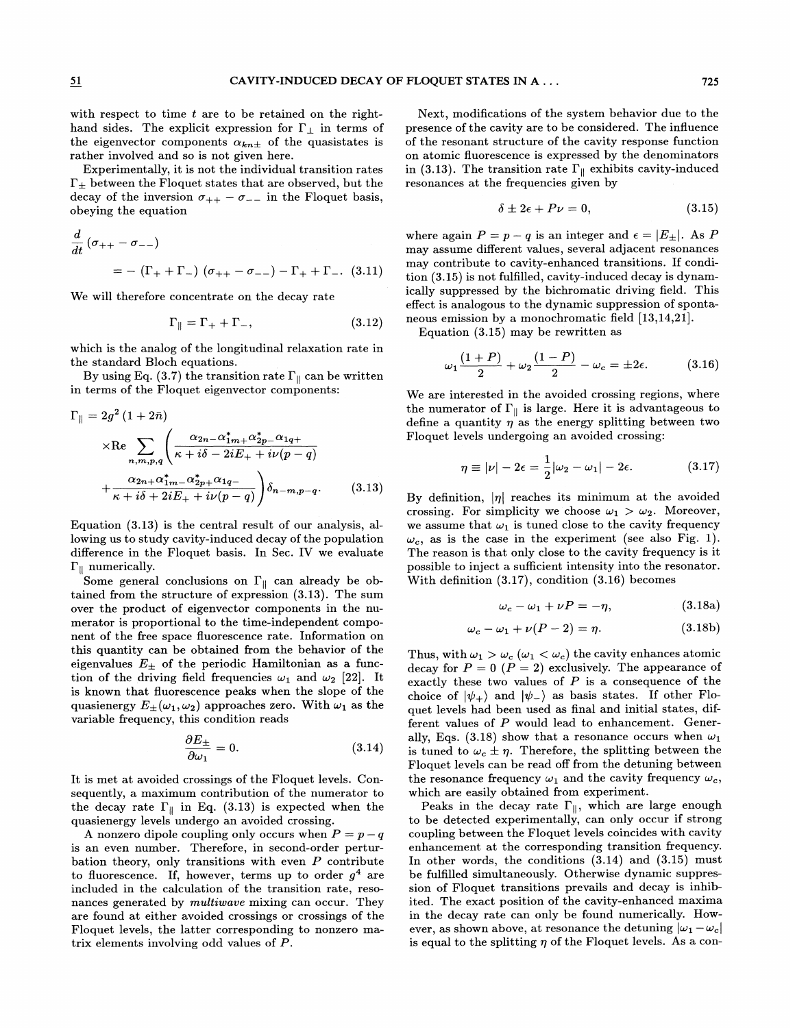with respect to time $t$ are to be retained on the right-hand sides. The explicit expression for $\Gamma_\perp$ in terms of the eigenvector components $\alpha_{kn\pm}$ of the quasistates is rather involved and so is not given here.

Experimentally, it is not the individual transition rates $\Gamma_\pm$ between the Floquet states that are observed, but the decay of the inversion $\sigma_{++} - \sigma_{--}$ in the Floquet basis, obeying the equation

$$\frac{d}{dt}(\sigma_{++} - \sigma_{--}) = -(\Gamma_+ + \Gamma_-)(\sigma_{++} - \sigma_{--}) - \Gamma_+ + \Gamma_-. \quad (3.11)$$

We will therefore concentrate on the decay rate

$$\Gamma_\parallel = \Gamma_+ + \Gamma_-, \quad (3.12)$$

which is the analog of the longitudinal relaxation rate in the standard Bloch equations.

By using Eq. (3.7) the transition rate $\Gamma_\parallel$ can be written in terms of the Floquet eigenvector components:

$$\Gamma_\parallel = 2g^2(1+2\bar{n}) \times \mathrm{Re} \sum_{n,m,p,q} \left( \frac{\alpha_{2n-}\alpha^*_{1m+}\alpha^*_{2p-}\alpha_{1q+}}{\kappa + i\delta - 2iE_+ + i\nu(p-q)} + \frac{\alpha_{2n+}\alpha^*_{1m-}\alpha^*_{2p+}\alpha_{1q-}}{\kappa + i\delta + 2iE_+ + i\nu(p-q)} \right) \delta_{n-m,p-q}. \quad (3.13)$$

Equation (3.13) is the central result of our analysis, allowing us to study cavity-induced decay of the population difference in the Floquet basis. In Sec. IV we evaluate $\Gamma_\parallel$ numerically.

Some general conclusions on $\Gamma_\parallel$ can already be obtained from the structure of expression (3.13). The sum over the product of eigenvector components in the numerator is proportional to the time-independent component of the free space fluorescence rate. Information on this quantity can be obtained from the behavior of the eigenvalues $E_\pm$ of the periodic Hamiltonian as a function of the driving field frequencies $\omega_1$ and $\omega_2$ [22]. It is known that fluorescence peaks when the slope of the quasienergy $E_\pm(\omega_1, \omega_2)$ approaches zero. With $\omega_1$ as the variable frequency, this condition reads

$$\frac{\partial E_\pm}{\partial \omega_1} = 0. \quad (3.14)$$

It is met at avoided crossings of the Floquet levels. Consequently, a maximum contribution of the numerator to the decay rate $\Gamma_\parallel$ in Eq. (3.13) is expected when the quasienergy levels undergo an avoided crossing.

A nonzero dipole coupling only occurs when $P = p - q$ is an even number. Therefore, in second-order perturbation theory, only transitions with even $P$ contribute to fluorescence. If, however, terms up to order $g^4$ are included in the calculation of the transition rate, resonances generated by *multiwave* mixing can occur. They are found at either avoided crossings or crossings of the Floquet levels, the latter corresponding to nonzero matrix elements involving odd values of $P$.

Next, modifications of the system behavior due to the presence of the cavity are to be considered. The influence of the resonant structure of the cavity response function on atomic fluorescence is expressed by the denominators in (3.13). The transition rate $\Gamma_\parallel$ exhibits cavity-induced resonances at the frequencies given by

$$\delta \pm 2\epsilon + P\nu = 0, \quad (3.15)$$

where again $P = p - q$ is an integer and $\epsilon = |E_\pm|$. As $P$ may assume different values, several adjacent resonances may contribute to cavity-enhanced transitions. If condition (3.15) is not fulfilled, cavity-induced decay is dynamically suppressed by the bichromatic driving field. This effect is analogous to the dynamic suppression of spontaneous emission by a monochromatic field [13,14,21].

Equation (3.15) may be rewritten as

$$\omega_1 \frac{(1+P)}{2} + \omega_2 \frac{(1-P)}{2} - \omega_c = \pm 2\epsilon. \quad (3.16)$$

We are interested in the avoided crossing regions, where the numerator of $\Gamma_\parallel$ is large. Here it is advantageous to define a quantity $\eta$ as the energy splitting between two Floquet levels undergoing an avoided crossing:

$$\eta \equiv |\nu| - 2\epsilon = \frac{1}{2}|\omega_2 - \omega_1| - 2\epsilon. \quad (3.17)$$

By definition, $|\eta|$ reaches its minimum at the avoided crossing. For simplicity we choose $\omega_1 > \omega_2$. Moreover, we assume that $\omega_1$ is tuned close to the cavity frequency $\omega_c$, as is the case in the experiment (see also Fig. 1). The reason is that only close to the cavity frequency is it possible to inject a sufficient intensity into the resonator. With definition (3.17), condition (3.16) becomes

$$\omega_c - \omega_1 + \nu P = -\eta, \quad (3.18a)$$

$$\omega_c - \omega_1 + \nu(P-2) = \eta. \quad (3.18b)$$

Thus, with $\omega_1 > \omega_c$ ($\omega_1 < \omega_c$) the cavity enhances atomic decay for $P = 0$ ($P = 2$) exclusively. The appearance of exactly these two values of $P$ is a consequence of the choice of $|\psi_+\rangle$ and $|\psi_-\rangle$ as basis states. If other Floquet levels had been used as final and initial states, different values of $P$ would lead to enhancement. Generally, Eqs. (3.18) show that a resonance occurs when $\omega_1$ is tuned to $\omega_c \pm \eta$. Therefore, the splitting between the Floquet levels can be read off from the detuning between the resonance frequency $\omega_1$ and the cavity frequency $\omega_c$, which are easily obtained from experiment.

Peaks in the decay rate $\Gamma_\parallel$, which are large enough to be detected experimentally, can only occur if strong coupling between the Floquet levels coincides with cavity enhancement at the corresponding transition frequency. In other words, the conditions (3.14) and (3.15) must be fulfilled simultaneously. Otherwise dynamic suppression of Floquet transitions prevails and decay is inhibited. The exact position of the cavity-enhanced maxima in the decay rate can only be found numerically. However, as shown above, at resonance the detuning $|\omega_1 - \omega_c|$ is equal to the splitting $\eta$ of the Floquet levels. As a con-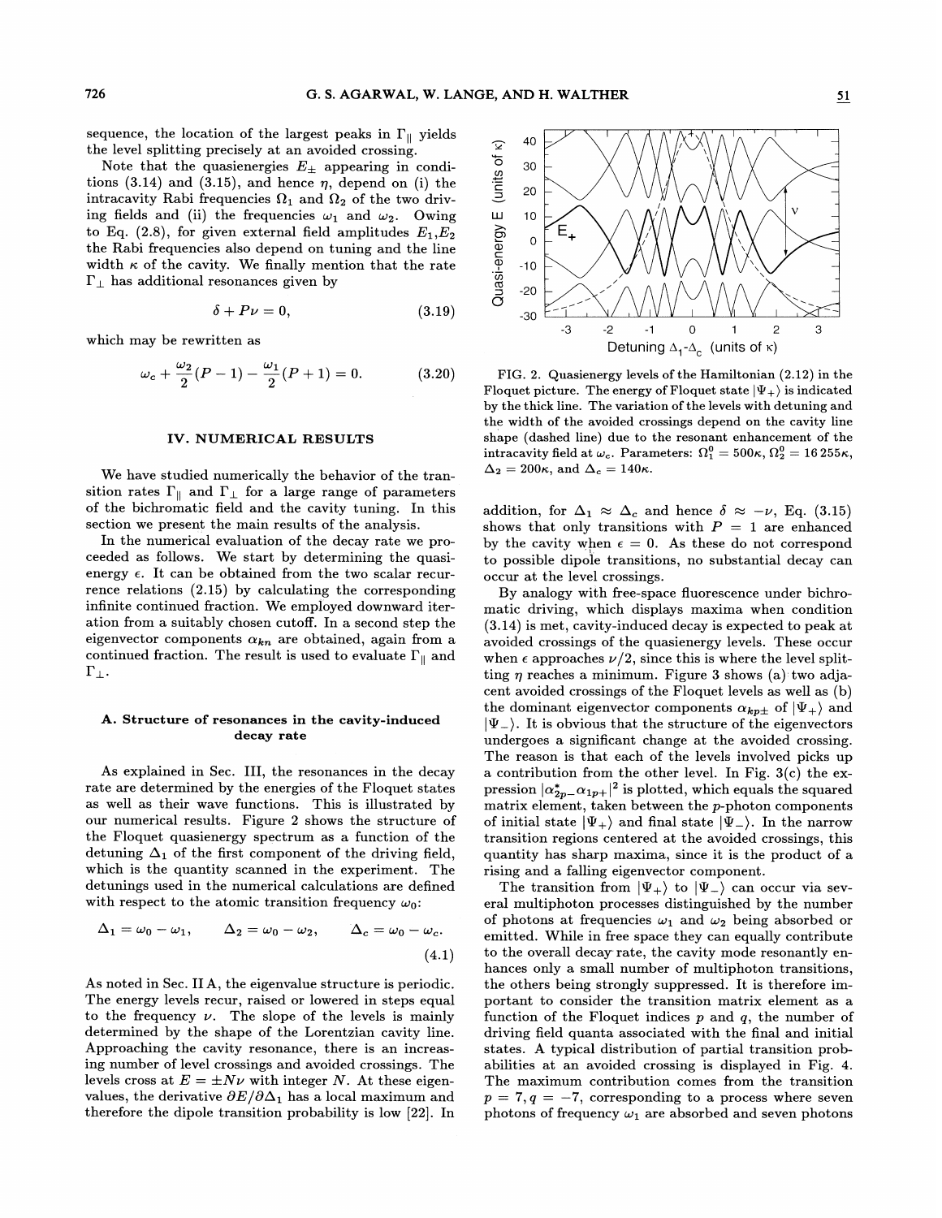sequence, the location of the largest peaks in $\Gamma_{\parallel}$ yields the level splitting precisely at an avoided crossing.

Note that the quasienergies $E_{\pm}$ appearing in conditions (3.14) and (3.15), and hence $\eta$, depend on (i) the intracavity Rabi frequencies $\Omega_1$ and $\Omega_2$ of the two driving fields and (ii) the frequencies $\omega_1$ and $\omega_2$. Owing to Eq. (2.8), for given external field amplitudes $E_1$,$E_2$ the Rabi frequencies also depend on tuning and the line width $\kappa$ of the cavity. We finally mention that the rate $\Gamma_{\perp}$ has additional resonances given by

$$\delta + P\nu = 0, \tag{3.19}$$

which may be rewritten as

$$\omega_c + \frac{\omega_2}{2}(P-1) - \frac{\omega_1}{2}(P+1) = 0. \tag{3.20}$$

## IV. NUMERICAL RESULTS

We have studied numerically the behavior of the transition rates $\Gamma_{\parallel}$ and $\Gamma_{\perp}$ for a large range of parameters of the bichromatic field and the cavity tuning. In this section we present the main results of the analysis.

In the numerical evaluation of the decay rate we proceeded as follows. We start by determining the quasienergy $\epsilon$. It can be obtained from the two scalar recurrence relations (2.15) by calculating the corresponding infinite continued fraction. We employed downward iteration from a suitably chosen cutoff. In a second step the eigenvector components $\alpha_{kn}$ are obtained, again from a continued fraction. The result is used to evaluate $\Gamma_{\parallel}$ and $\Gamma_{\perp}$.

### A. Structure of resonances in the cavity-induced decay rate

As explained in Sec. III, the resonances in the decay rate are determined by the energies of the Floquet states as well as their wave functions. This is illustrated by our numerical results. Figure 2 shows the structure of the Floquet quasienergy spectrum as a function of the detuning $\Delta_1$ of the first component of the driving field, which is the quantity scanned in the experiment. The detunings used in the numerical calculations are defined with respect to the atomic transition frequency $\omega_0$:

$$\Delta_1 = \omega_0 - \omega_1, \qquad \Delta_2 = \omega_0 - \omega_2, \qquad \Delta_c = \omega_0 - \omega_c. \tag{4.1}$$

As noted in Sec. II A, the eigenvalue structure is periodic. The energy levels recur, raised or lowered in steps equal to the frequency $\nu$. The slope of the levels is mainly determined by the shape of the Lorentzian cavity line. Approaching the cavity resonance, there is an increasing number of level crossings and avoided crossings. The levels cross at $E = \pm N\nu$ with integer $N$. At these eigenvalues, the derivative $\partial E/\partial \Delta_1$ has a local maximum and therefore the dipole transition probability is low [22]. In addition, for $\Delta_1 \approx \Delta_c$ and hence $\delta \approx -\nu$, Eq. (3.15) shows that only transitions with $P = 1$ are enhanced by the cavity when $\epsilon = 0$. As these do not correspond to possible dipole transitions, no substantial decay can occur at the level crossings.

FIG. 2. Quasienergy levels of the Hamiltonian (2.12) in the Floquet picture. The energy of Floquet state $|\Psi_+\rangle$ is indicated by the thick line. The variation of the levels with detuning and the width of the avoided crossings depend on the cavity line shape (dashed line) due to the resonant enhancement of the intracavity field at $\omega_c$. Parameters: $\Omega_1^0 = 500\kappa$, $\Omega_2^0 = 16\,255\kappa$, $\Delta_2 = 200\kappa$, and $\Delta_c = 140\kappa$.

By analogy with free-space fluorescence under bichromatic driving, which displays maxima when condition (3.14) is met, cavity-induced decay is expected to peak at avoided crossings of the quasienergy levels. These occur when $\epsilon$ approaches $\nu/2$, since this is where the level splitting $\eta$ reaches a minimum. Figure 3 shows (a) two adjacent avoided crossings of the Floquet levels as well as (b) the dominant eigenvector components $\alpha_{kp\pm}$ of $|\Psi_+\rangle$ and $|\Psi_-\rangle$. It is obvious that the structure of the eigenvectors undergoes a significant change at the avoided crossing. The reason is that each of the levels involved picks up a contribution from the other level. In Fig. 3(c) the expression $|\alpha_{2p-}^{*}\alpha_{1p+}|^2$ is plotted, which equals the squared matrix element, taken between the $p$-photon components of initial state $|\Psi_+\rangle$ and final state $|\Psi_-\rangle$. In the narrow transition regions centered at the avoided crossings, this quantity has sharp maxima, since it is the product of a rising and a falling eigenvector component.

The transition from $|\Psi_+\rangle$ to $|\Psi_-\rangle$ can occur via several multiphoton processes distinguished by the number of photons at frequencies $\omega_1$ and $\omega_2$ being absorbed or emitted. While in free space they can equally contribute to the overall decay rate, the cavity mode resonantly enhances only a small number of multiphoton transitions, the others being strongly suppressed. It is therefore important to consider the transition matrix element as a function of the Floquet indices $p$ and $q$, the number of driving field quanta associated with the final and initial states. A typical distribution of partial transition probabilities at an avoided crossing is displayed in Fig. 4. The maximum contribution comes from the transition $p = 7, q = -7$, corresponding to a process where seven photons of frequency $\omega_1$ are absorbed and seven photons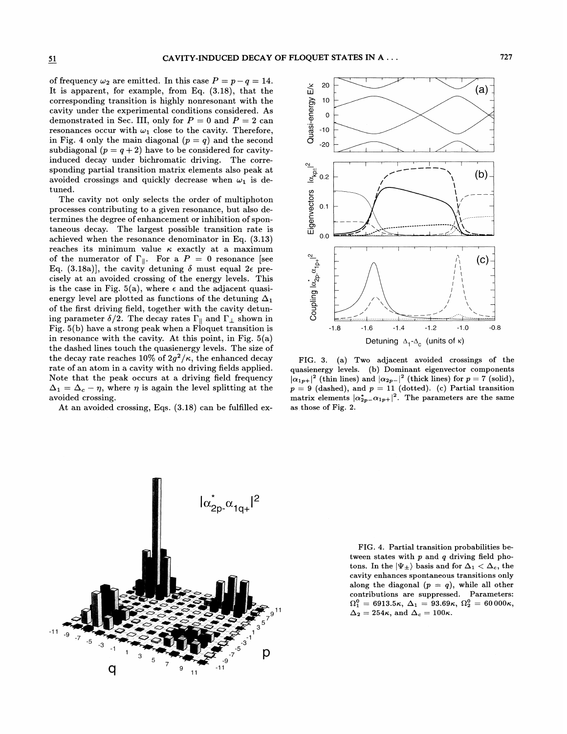of frequency $\omega_2$ are emitted. In this case $P = p - q = 14$. It is apparent, for example, from Eq. (3.18), that the corresponding transition is highly nonresonant with the cavity under the experimental conditions considered. As demonstrated in Sec. III, only for $P = 0$ and $P = 2$ can resonances occur with $\omega_1$ close to the cavity. Therefore, in Fig. 4 only the main diagonal ($p = q$) and the second subdiagonal ($p = q + 2$) have to be considered for cavity-induced decay under bichromatic driving. The corresponding partial transition matrix elements also peak at avoided crossings and quickly decrease when $\omega_1$ is detuned.

The cavity not only selects the order of multiphoton processes contributing to a given resonance, but also determines the degree of enhancement or inhibition of spontaneous decay. The largest possible transition rate is achieved when the resonance denominator in Eq. (3.13) reaches its minimum value $\kappa$ exactly at a maximum of the numerator of $\Gamma_\parallel$. For a $P = 0$ resonance [see Eq. (3.18a)], the cavity detuning $\delta$ must equal $2\epsilon$ precisely at an avoided crossing of the energy levels. This is the case in Fig. 5(a), where $\epsilon$ and the adjacent quasienergy level are plotted as functions of the detuning $\Delta_1$ of the first driving field, together with the cavity detuning parameter $\delta/2$. The decay rates $\Gamma_\parallel$ and $\Gamma_\perp$ shown in Fig. 5(b) have a strong peak when a Floquet transition is in resonance with the cavity. At this point, in Fig. 5(a) the dashed lines touch the quasienergy levels. The size of the decay rate reaches 10% of $2g^2/\kappa$, the enhanced decay rate of an atom in a cavity with no driving fields applied. Note that the peak occurs at a driving field frequency $\Delta_1 = \Delta_c - \eta$, where $\eta$ is again the level splitting at the avoided crossing.

At an avoided crossing, Eqs. (3.18) can be fulfilled ex-

FIG. 3. (a) Two adjacent avoided crossings of the quasienergy levels. (b) Dominant eigenvector components $|\alpha_{1p+}|^2$ (thin lines) and $|\alpha_{2p-}|^2$ (thick lines) for $p = 7$ (solid), $p = 9$ (dashed), and $p = 11$ (dotted). (c) Partial transition matrix elements $|\alpha^*_{2p-}\alpha_{1p+}|^2$. The parameters are the same as those of Fig. 2.

FIG. 4. Partial transition probabilities between states with $p$ and $q$ driving field photons. In the $|\Psi_\pm\rangle$ basis and for $\Delta_1 < \Delta_c$, the cavity enhances spontaneous transitions only along the diagonal ($p = q$), while all other contributions are suppressed. Parameters: $\Omega_1^0 = 6913.5\kappa$, $\Delta_1 = 93.69\kappa$, $\Omega_2^0 = 60\,000\kappa$, $\Delta_2 = 254\kappa$, and $\Delta_c = 100\kappa$.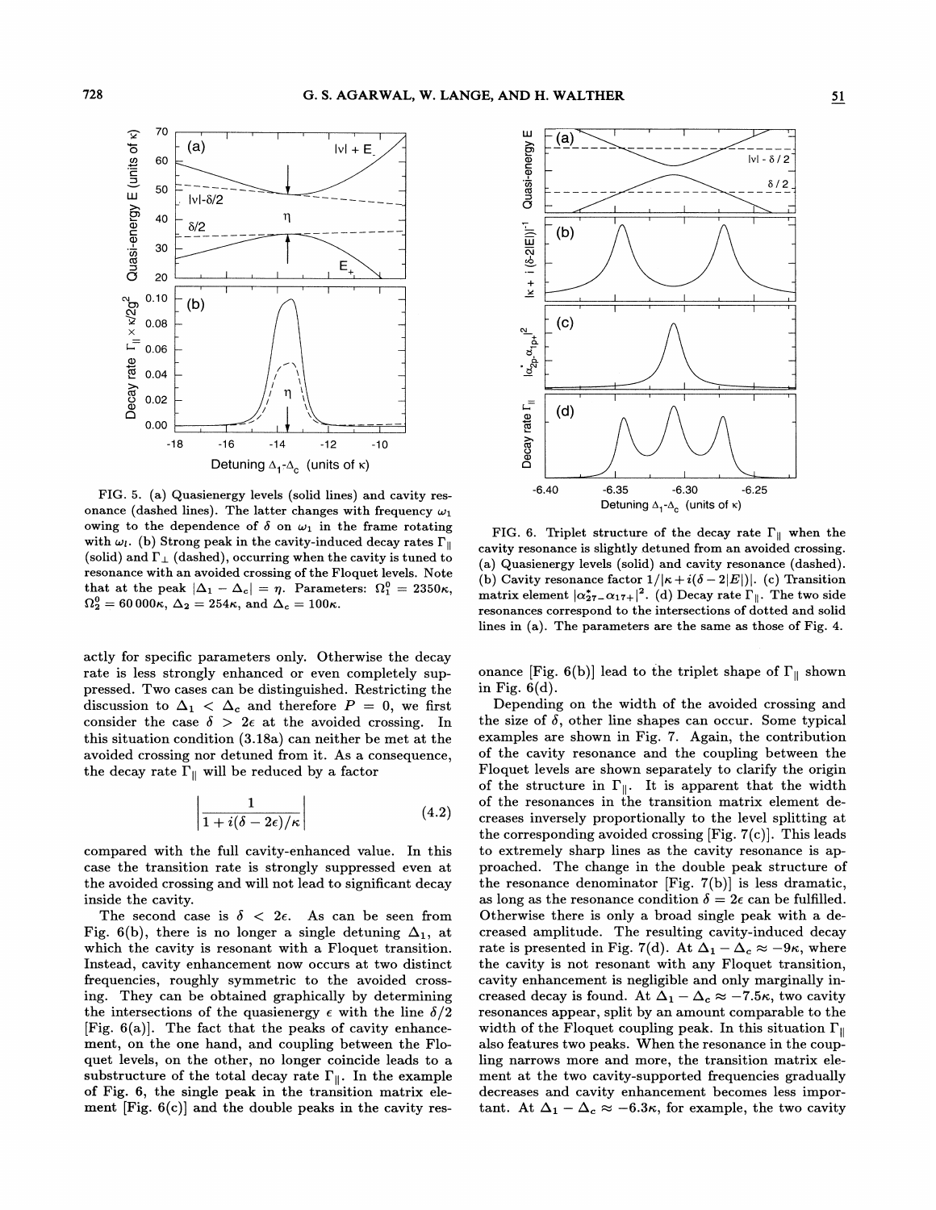FIG. 5. (a) Quasienergy levels (solid lines) and cavity resonance (dashed lines). The latter changes with frequency $\omega_1$ owing to the dependence of $\delta$ on $\omega_1$ in the frame rotating with $\omega_l$. (b) Strong peak in the cavity-induced decay rates $\Gamma_{\parallel}$ (solid) and $\Gamma_{\perp}$ (dashed), occurring when the cavity is tuned to resonance with an avoided crossing of the Floquet levels. Note that at the peak $|\Delta_1 - \Delta_c| = \eta$. Parameters: $\Omega_1^0 = 2350\kappa$, $\Omega_2^0 = 60\,000\kappa$, $\Delta_2 = 254\kappa$, and $\Delta_c = 100\kappa$.

FIG. 6. Triplet structure of the decay rate $\Gamma_{\parallel}$ when the cavity resonance is slightly detuned from an avoided crossing. (a) Quasienergy levels (solid) and cavity resonance (dashed). (b) Cavity resonance factor $1/|\kappa + i(\delta - 2|E|)|$. (c) Transition matrix element $|\alpha^*_{27-}\alpha_{17+}|^2$. (d) Decay rate $\Gamma_{\parallel}$. The two side resonances correspond to the intersections of dotted and solid lines in (a). The parameters are the same as those of Fig. 4.

actly for specific parameters only. Otherwise the decay rate is less strongly enhanced or even completely suppressed. Two cases can be distinguished. Restricting the discussion to $\Delta_1 < \Delta_c$ and therefore $P = 0$, we first consider the case $\delta > 2\epsilon$ at the avoided crossing. In this situation condition (3.18a) can neither be met at the avoided crossing nor detuned from it. As a consequence, the decay rate $\Gamma_{\parallel}$ will be reduced by a factor

$$\left|\frac{1}{1 + i(\delta - 2\epsilon)/\kappa}\right| \tag{4.2}$$

compared with the full cavity-enhanced value. In this case the transition rate is strongly suppressed even at the avoided crossing and will not lead to significant decay inside the cavity.

The second case is $\delta < 2\epsilon$. As can be seen from Fig. 6(b), there is no longer a single detuning $\Delta_1$, at which the cavity is resonant with a Floquet transition. Instead, cavity enhancement now occurs at two distinct frequencies, roughly symmetric to the avoided crossing. They can be obtained graphically by determining the intersections of the quasienergy $\epsilon$ with the line $\delta/2$ [Fig. 6(a)]. The fact that the peaks of cavity enhancement, on the one hand, and coupling between the Floquet levels, on the other, no longer coincide leads to a substructure of the total decay rate $\Gamma_{\parallel}$. In the example of Fig. 6, the single peak in the transition matrix element [Fig. 6(c)] and the double peaks in the cavity resonance [Fig. 6(b)] lead to the triplet shape of $\Gamma_{\parallel}$ shown in Fig. 6(d).

Depending on the width of the avoided crossing and the size of $\delta$, other line shapes can occur. Some typical examples are shown in Fig. 7. Again, the contribution of the cavity resonance and the coupling between the Floquet levels are shown separately to clarify the origin of the structure in $\Gamma_{\parallel}$. It is apparent that the width of the resonances in the transition matrix element decreases inversely proportionally to the level splitting at the corresponding avoided crossing [Fig. 7(c)]. This leads to extremely sharp lines as the cavity resonance is approached. The change in the double peak structure of the resonance denominator [Fig. 7(b)] is less dramatic, as long as the resonance condition $\delta = 2\epsilon$ can be fulfilled. Otherwise there is only a broad single peak with a decreased amplitude. The resulting cavity-induced decay rate is presented in Fig. 7(d). At $\Delta_1 - \Delta_c \approx -9\kappa$, where the cavity is not resonant with any Floquet transition, cavity enhancement is negligible and only marginally increased decay is found. At $\Delta_1 - \Delta_c \approx -7.5\kappa$, two cavity resonances appear, split by an amount comparable to the width of the Floquet coupling peak. In this situation $\Gamma_{\parallel}$ also features two peaks. When the resonance in the coupling narrows more and more, the transition matrix element at the two cavity-supported frequencies gradually decreases and cavity enhancement becomes less important. At $\Delta_1 - \Delta_c \approx -6.3\kappa$, for example, the two cavity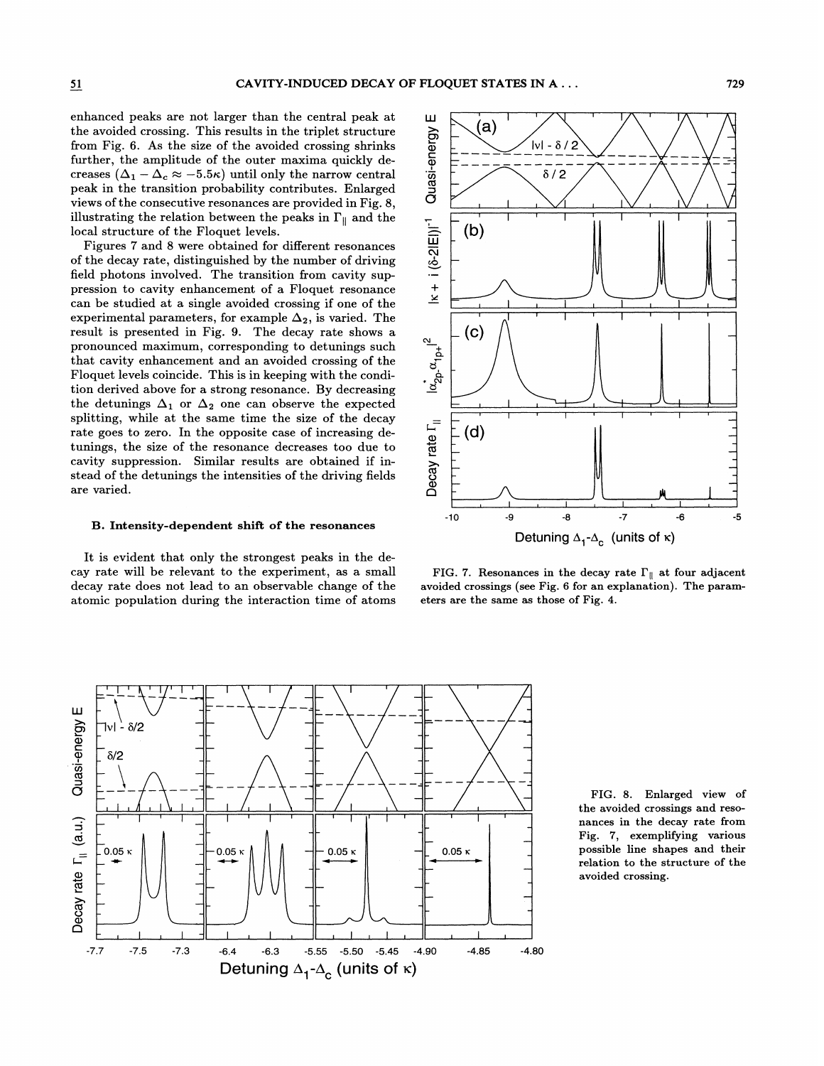enhanced peaks are not larger than the central peak at the avoided crossing. This results in the triplet structure from Fig. 6. As the size of the avoided crossing shrinks further, the amplitude of the outer maxima quickly decreases ($\Delta_1 - \Delta_c \approx -5.5\kappa$) until only the narrow central peak in the transition probability contributes. Enlarged views of the consecutive resonances are provided in Fig. 8, illustrating the relation between the peaks in $\Gamma_{\|}$ and the local structure of the Floquet levels.

Figures 7 and 8 were obtained for different resonances of the decay rate, distinguished by the number of driving field photons involved. The transition from cavity suppression to cavity enhancement of a Floquet resonance can be studied at a single avoided crossing if one of the experimental parameters, for example $\Delta_2$, is varied. The result is presented in Fig. 9. The decay rate shows a pronounced maximum, corresponding to detunings such that cavity enhancement and an avoided crossing of the Floquet levels coincide. This is in keeping with the condition derived above for a strong resonance. By decreasing the detunings $\Delta_1$ or $\Delta_2$ one can observe the expected splitting, while at the same time the size of the decay rate goes to zero. In the opposite case of increasing detunings, the size of the resonance decreases too due to cavity suppression. Similar results are obtained if instead of the detunings the intensities of the driving fields are varied.

### B. Intensity-dependent shift of the resonances

It is evident that only the strongest peaks in the decay rate will be relevant to the experiment, as a small decay rate does not lead to an observable change of the atomic population during the interaction time of atoms

FIG. 7. Resonances in the decay rate $\Gamma_{\|}$ at four adjacent avoided crossings (see Fig. 6 for an explanation). The parameters are the same as those of Fig. 4.

FIG. 8. Enlarged view of the avoided crossings and resonances in the decay rate from Fig. 7, exemplifying various possible line shapes and their relation to the structure of the avoided crossing.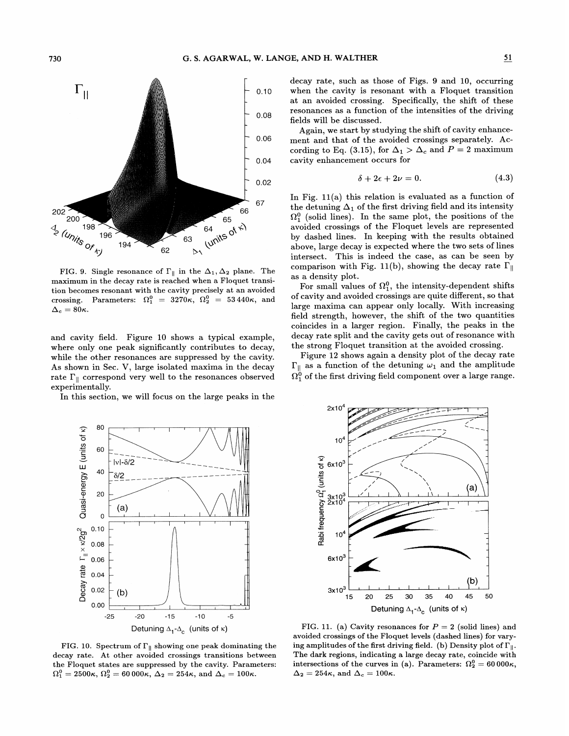FIG. 9. Single resonance of $\Gamma_{\parallel}$ in the $\Delta_1,\Delta_2$ plane. The maximum in the decay rate is reached when a Floquet transition becomes resonant with the cavity precisely at an avoided crossing. Parameters: $\Omega_1^0 = 3270\kappa$, $\Omega_2^0 = 53\,440\kappa$, and $\Delta_c = 80\kappa$.

and cavity field. Figure 10 shows a typical example, where only one peak significantly contributes to decay, while the other resonances are suppressed by the cavity. As shown in Sec. V, large isolated maxima in the decay rate $\Gamma_{\parallel}$ correspond very well to the resonances observed experimentally.

In this section, we will focus on the large peaks in the decay rate, such as those of Figs. 9 and 10, occurring when the cavity is resonant with a Floquet transition at an avoided crossing. Specifically, the shift of these resonances as a function of the intensities of the driving fields will be discussed.

Again, we start by studying the shift of cavity enhancement and that of the avoided crossings separately. According to Eq. (3.15), for $\Delta_1 > \Delta_c$ and $P = 2$ maximum cavity enhancement occurs for

$$\delta + 2\epsilon + 2\nu = 0. \tag{4.3}$$

In Fig. 11(a) this relation is evaluated as a function of the detuning $\Delta_1$ of the first driving field and its intensity $\Omega_1^0$ (solid lines). In the same plot, the positions of the avoided crossings of the Floquet levels are represented by dashed lines. In keeping with the results obtained above, large decay is expected where the two sets of lines intersect. This is indeed the case, as can be seen by comparison with Fig. 11(b), showing the decay rate $\Gamma_{\parallel}$ as a density plot.

For small values of $\Omega_1^0$, the intensity-dependent shifts of cavity and avoided crossings are quite different, so that large maxima can appear only locally. With increasing field strength, however, the shift of the two quantities coincides in a larger region. Finally, the peaks in the decay rate split and the cavity gets out of resonance with the strong Floquet transition at the avoided crossing.

Figure 12 shows again a density plot of the decay rate $\Gamma_{\parallel}$ as a function of the detuning $\omega_1$ and the amplitude $\Omega_1^0$ of the first driving field component over a large range.

FIG. 10. Spectrum of $\Gamma_{\parallel}$ showing one peak dominating the decay rate. At other avoided crossings transitions between the Floquet states are suppressed by the cavity. Parameters: $\Omega_1^0 = 2500\kappa$, $\Omega_2^0 = 60\,000\kappa$, $\Delta_2 = 254\kappa$, and $\Delta_c = 100\kappa$.

FIG. 11. (a) Cavity resonances for $P = 2$ (solid lines) and avoided crossings of the Floquet levels (dashed lines) for varying amplitudes of the first driving field. (b) Density plot of $\Gamma_{\parallel}$. The dark regions, indicating a large decay rate, coincide with intersections of the curves in (a). Parameters: $\Omega_2^0 = 60\,000\kappa$, $\Delta_2 = 254\kappa$, and $\Delta_c = 100\kappa$.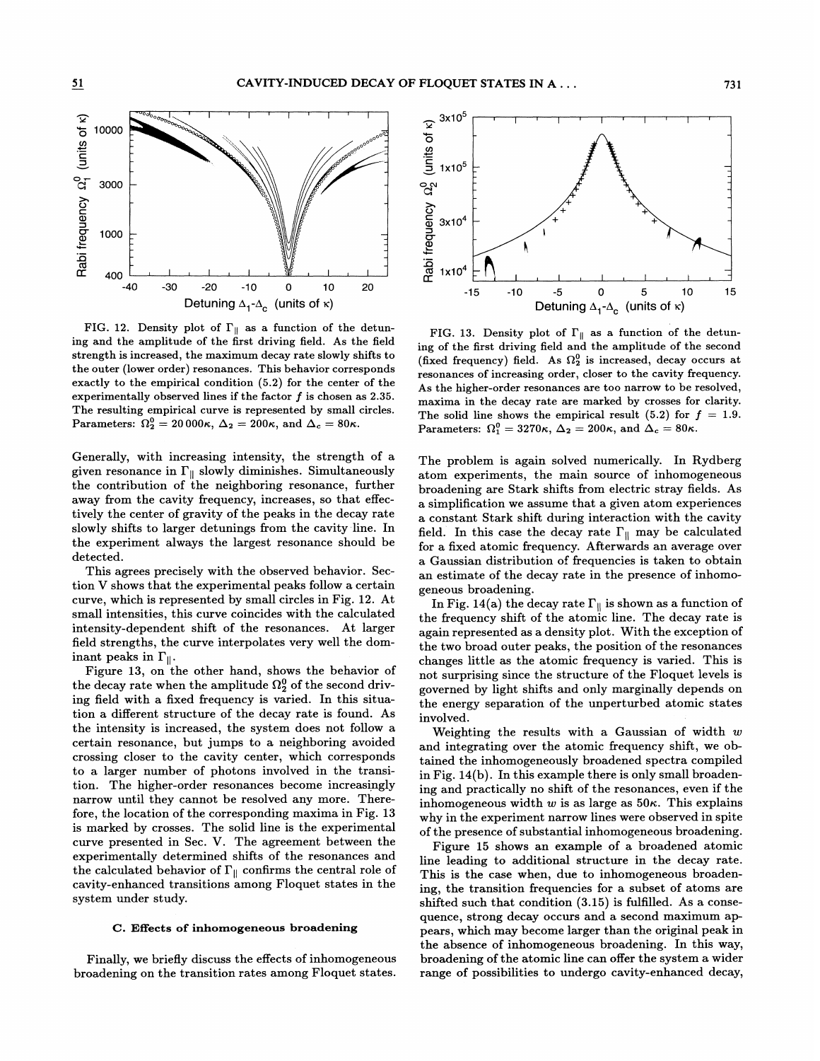FIG. 12. Density plot of $\Gamma_{\|}$ as a function of the detuning and the amplitude of the first driving field. As the field strength is increased, the maximum decay rate slowly shifts to the outer (lower order) resonances. This behavior corresponds exactly to the empirical condition (5.2) for the center of the experimentally observed lines if the factor $f$ is chosen as 2.35. The resulting empirical curve is represented by small circles. Parameters: $\Omega_2^0 = 20\,000\kappa$, $\Delta_2 = 200\kappa$, and $\Delta_c = 80\kappa$.

FIG. 13. Density plot of $\Gamma_{\|}$ as a function of the detuning of the first driving field and the amplitude of the second (fixed frequency) field. As $\Omega_2^0$ is increased, decay occurs at resonances of increasing order, closer to the cavity frequency. As the higher-order resonances are too narrow to be resolved, maxima in the decay rate are marked by crosses for clarity. The solid line shows the empirical result (5.2) for $f = 1.9$. Parameters: $\Omega_1^0 = 3270\kappa$, $\Delta_2 = 200\kappa$, and $\Delta_c = 80\kappa$.

Generally, with increasing intensity, the strength of a given resonance in $\Gamma_{\|}$ slowly diminishes. Simultaneously the contribution of the neighboring resonance, further away from the cavity frequency, increases, so that effectively the center of gravity of the peaks in the decay rate slowly shifts to larger detunings from the cavity line. In the experiment always the largest resonance should be detected.

This agrees precisely with the observed behavior. Section V shows that the experimental peaks follow a certain curve, which is represented by small circles in Fig. 12. At small intensities, this curve coincides with the calculated intensity-dependent shift of the resonances. At larger field strengths, the curve interpolates very well the dominant peaks in $\Gamma_{\|}$.

Figure 13, on the other hand, shows the behavior of the decay rate when the amplitude $\Omega_2^0$ of the second driving field with a fixed frequency is varied. In this situation a different structure of the decay rate is found. As the intensity is increased, the system does not follow a certain resonance, but jumps to a neighboring avoided crossing closer to the cavity center, which corresponds to a larger number of photons involved in the transition. The higher-order resonances become increasingly narrow until they cannot be resolved any more. Therefore, the location of the corresponding maxima in Fig. 13 is marked by crosses. The solid line is the experimental curve presented in Sec. V. The agreement between the experimentally determined shifts of the resonances and the calculated behavior of $\Gamma_{\|}$ confirms the central role of cavity-enhanced transitions among Floquet states in the system under study.

### C. Effects of inhomogeneous broadening

Finally, we briefly discuss the effects of inhomogeneous broadening on the transition rates among Floquet states. The problem is again solved numerically. In Rydberg atom experiments, the main source of inhomogeneous broadening are Stark shifts from electric stray fields. As a simplification we assume that a given atom experiences a constant Stark shift during interaction with the cavity field. In this case the decay rate $\Gamma_{\|}$ may be calculated for a fixed atomic frequency. Afterwards an average over a Gaussian distribution of frequencies is taken to obtain an estimate of the decay rate in the presence of inhomogeneous broadening.

In Fig. 14(a) the decay rate $\Gamma_{\|}$ is shown as a function of the frequency shift of the atomic line. The decay rate is again represented as a density plot. With the exception of the two broad outer peaks, the position of the resonances changes little as the atomic frequency is varied. This is not surprising since the structure of the Floquet levels is governed by light shifts and only marginally depends on the energy separation of the unperturbed atomic states involved.

Weighting the results with a Gaussian of width $w$ and integrating over the atomic frequency shift, we obtained the inhomogeneously broadened spectra compiled in Fig. 14(b). In this example there is only small broadening and practically no shift of the resonances, even if the inhomogeneous width $w$ is as large as $50\kappa$. This explains why in the experiment narrow lines were observed in spite of the presence of substantial inhomogeneous broadening.

Figure 15 shows an example of a broadened atomic line leading to additional structure in the decay rate. This is the case when, due to inhomogeneous broadening, the transition frequencies for a subset of atoms are shifted such that condition (3.15) is fulfilled. As a consequence, strong decay occurs and a second maximum appears, which may become larger than the original peak in the absence of inhomogeneous broadening. In this way, broadening of the atomic line can offer the system a wider range of possibilities to undergo cavity-enhanced decay,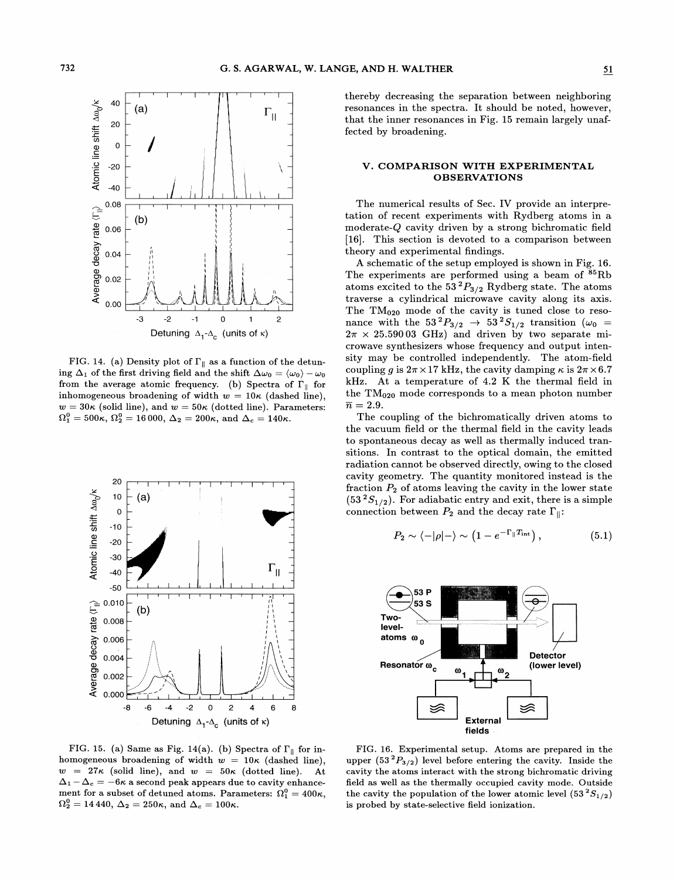FIG. 14. (a) Density plot of $\Gamma_{\parallel}$ as a function of the detuning $\Delta_1$ of the first driving field and the shift $\Delta\omega_0 = \langle\omega_0\rangle - \omega_0$ from the average atomic frequency. (b) Spectra of $\Gamma_{\parallel}$ for inhomogeneous broadening of width $w = 10\kappa$ (dashed line), $w = 30\kappa$ (solid line), and $w = 50\kappa$ (dotted line). Parameters: $\Omega_1^0 = 500\kappa$, $\Omega_2^0 = 16\,000$, $\Delta_2 = 200\kappa$, and $\Delta_c = 140\kappa$.

FIG. 15. (a) Same as Fig. 14(a). (b) Spectra of $\Gamma_{\parallel}$ for inhomogeneous broadening of width $w = 10\kappa$ (dashed line), $w = 27\kappa$ (solid line), and $w = 50\kappa$ (dotted line). At $\Delta_1 - \Delta_c = -6\kappa$ a second peak appears due to cavity enhancement for a subset of detuned atoms. Parameters: $\Omega_1^0 = 400\kappa$, $\Omega_2^0 = 14\,440$, $\Delta_2 = 250\kappa$, and $\Delta_c = 100\kappa$.

thereby decreasing the separation between neighboring resonances in the spectra. It should be noted, however, that the inner resonances in Fig. 15 remain largely unaffected by broadening.

## V. COMPARISON WITH EXPERIMENTAL OBSERVATIONS

The numerical results of Sec. IV provide an interpretation of recent experiments with Rydberg atoms in a moderate-$Q$ cavity driven by a strong bichromatic field [16]. This section is devoted to a comparison between theory and experimental findings.

A schematic of the setup employed is shown in Fig. 16. The experiments are performed using a beam of $^{85}$Rb atoms excited to the $53\,^2P_{3/2}$ Rydberg state. The atoms traverse a cylindrical microwave cavity along its axis. The $TM_{020}$ mode of the cavity is tuned close to resonance with the $53\,^2P_{3/2} \rightarrow 53\,^2S_{1/2}$ transition ($\omega_0 = 2\pi \times 25.590\,03$ GHz) and driven by two separate microwave synthesizers whose frequency and output intensity may be controlled independently. The atom-field coupling $g$ is $2\pi \times 17$ kHz, the cavity damping $\kappa$ is $2\pi \times 6.7$ kHz. At a temperature of 4.2 K the thermal field in the $TM_{020}$ mode corresponds to a mean photon number $\bar{n} = 2.9$.

The coupling of the bichromatically driven atoms to the vacuum field or the thermal field in the cavity leads to spontaneous decay as well as thermally induced transitions. In contrast to the optical domain, the emitted radiation cannot be observed directly, owing to the closed cavity geometry. The quantity monitored instead is the fraction $P_2$ of atoms leaving the cavity in the lower state ($53\,^2S_{1/2}$). For adiabatic entry and exit, there is a simple connection between $P_2$ and the decay rate $\Gamma_{\parallel}$:

$$P_2 \sim \langle -|\rho|- \rangle \sim \left(1 - e^{-\Gamma_{\parallel} T_{\text{int}}}\right), \tag{5.1}$$

FIG. 16. Experimental setup. Atoms are prepared in the upper ($53\,^2P_{3/2}$) level before entering the cavity. Inside the cavity the atoms interact with the strong bichromatic driving field as well as the thermally occupied cavity mode. Outside the cavity the population of the lower atomic level ($53\,^2S_{1/2}$) is probed by state-selective field ionization.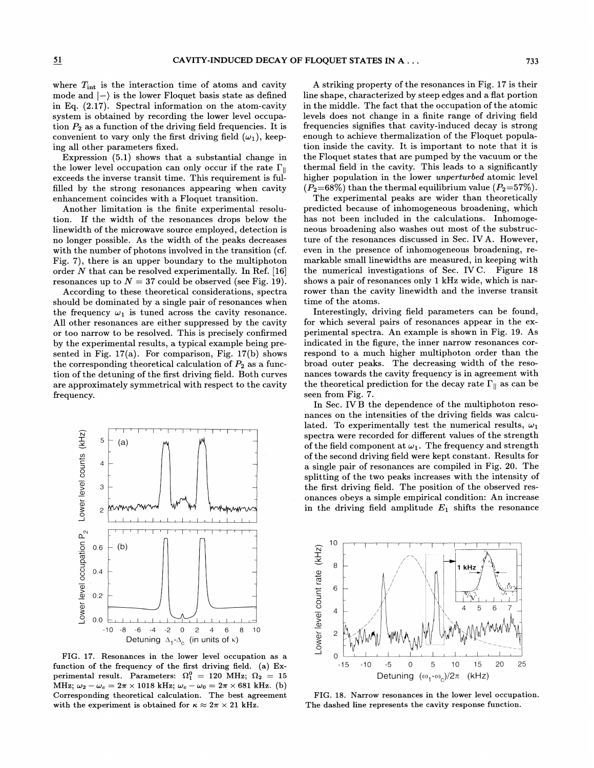where $T_{\rm int}$ is the interaction time of atoms and cavity mode and $|-\rangle$ is the lower Floquet basis state as defined in Eq. (2.17). Spectral information on the atom-cavity system is obtained by recording the lower level occupation $P_2$ as a function of the driving field frequencies. It is convenient to vary only the first driving field ($\omega_1$), keeping all other parameters fixed.

Expression (5.1) shows that a substantial change in the lower level occupation can only occur if the rate $\Gamma_{\parallel}$ exceeds the inverse transit time. This requirement is fulfilled by the strong resonances appearing when cavity enhancement coincides with a Floquet transition.

Another limitation is the finite experimental resolution. If the width of the resonances drops below the linewidth of the microwave source employed, detection is no longer possible. As the width of the peaks decreases with the number of photons involved in the transition (cf. Fig. 7), there is an upper boundary to the multiphoton order $N$ that can be resolved experimentally. In Ref. [16] resonances up to $N = 37$ could be observed (see Fig. 19).

According to these theoretical considerations, spectra should be dominated by a single pair of resonances when the frequency $\omega_1$ is tuned across the cavity resonance. All other resonances are either suppressed by the cavity or too narrow to be resolved. This is precisely confirmed by the experimental results, a typical example being presented in Fig. 17(a). For comparison, Fig. 17(b) shows the corresponding theoretical calculation of $P_2$ as a function of the detuning of the first driving field. Both curves are approximately symmetrical with respect to the cavity frequency.

FIG. 17. Resonances in the lower level occupation as a function of the frequency of the first driving field. (a) Experimental result. Parameters: $\Omega_1^0 = 120$ MHz; $\Omega_2 = 15$ MHz; $\omega_2 - \omega_c = 2\pi \times 1018$ kHz; $\omega_c - \omega_0 = 2\pi \times 681$ kHz. (b) Corresponding theoretical calculation. The best agreement with the experiment is obtained for $\kappa \approx 2\pi \times 21$ kHz.

A striking property of the resonances in Fig. 17 is their line shape, characterized by steep edges and a flat portion in the middle. The fact that the occupation of the atomic levels does not change in a finite range of driving field frequencies signifies that cavity-induced decay is strong enough to achieve thermalization of the Floquet population inside the cavity. It is important to note that it is the Floquet states that are pumped by the vacuum or the thermal field in the cavity. This leads to a significantly higher population in the lower *unperturbed* atomic level ($P_2$=68%) than the thermal equilibrium value ($P_2$=57%).

The experimental peaks are wider than theoretically predicted because of inhomogeneous broadening, which has not been included in the calculations. Inhomogeneous broadening also washes out most of the substructure of the resonances discussed in Sec. IV A. However, even in the presence of inhomogeneous broadening, remarkable small linewidths are measured, in keeping with the numerical investigations of Sec. IV C. Figure 18 shows a pair of resonances only 1 kHz wide, which is narrower than the cavity linewidth and the inverse transit time of the atoms.

Interestingly, driving field parameters can be found, for which several pairs of resonances appear in the experimental spectra. An example is shown in Fig. 19. As indicated in the figure, the inner narrow resonances correspond to a much higher multiphoton order than the broad outer peaks. The decreasing width of the resonances towards the cavity frequency is in agreement with the theoretical prediction for the decay rate $\Gamma_{\parallel}$ as can be seen from Fig. 7.

In Sec. IV B the dependence of the multiphoton resonances on the intensities of the driving fields was calculated. To experimentally test the numerical results, $\omega_1$ spectra were recorded for different values of the strength of the field component at $\omega_1$. The frequency and strength of the second driving field were kept constant. Results for a single pair of resonances are compiled in Fig. 20. The splitting of the two peaks increases with the intensity of the first driving field. The position of the observed resonances obeys a simple empirical condition: An increase in the driving field amplitude $E_1$ shifts the resonance

FIG. 18. Narrow resonances in the lower level occupation. The dashed line represents the cavity response function.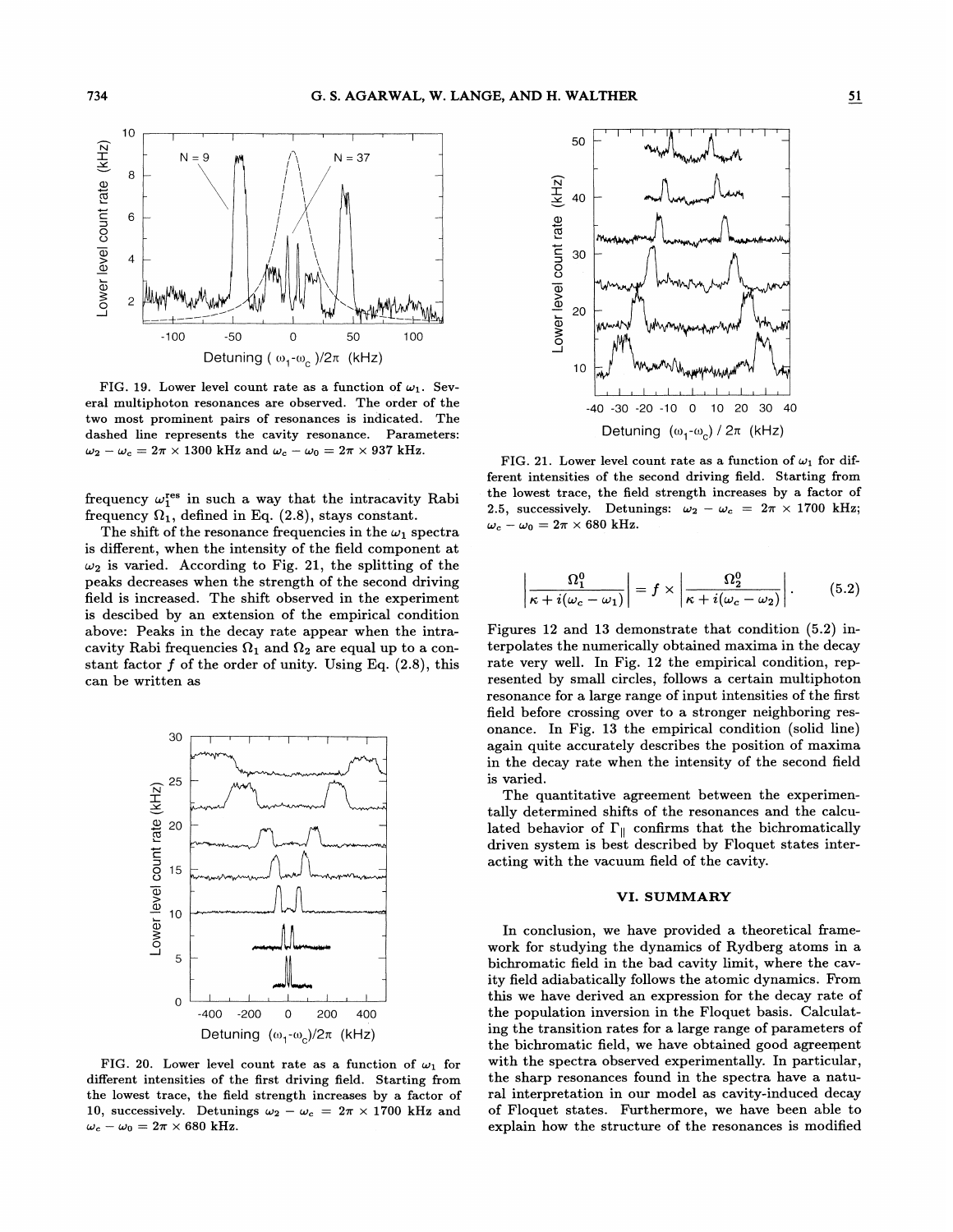FIG. 19. Lower level count rate as a function of $\omega_1$. Several multiphoton resonances are observed. The order of the two most prominent pairs of resonances is indicated. The dashed line represents the cavity resonance. Parameters: $\omega_2 - \omega_c = 2\pi \times 1300$ kHz and $\omega_c - \omega_0 = 2\pi \times 937$ kHz.

frequency $\omega_1^{\rm res}$ in such a way that the intracavity Rabi frequency $\Omega_1$, defined in Eq. (2.8), stays constant.

The shift of the resonance frequencies in the $\omega_1$ spectra is different, when the intensity of the field component at $\omega_2$ is varied. According to Fig. 21, the splitting of the peaks decreases when the strength of the second driving field is increased. The shift observed in the experiment is descibed by an extension of the empirical condition above: Peaks in the decay rate appear when the intracavity Rabi frequencies $\Omega_1$ and $\Omega_2$ are equal up to a constant factor $f$ of the order of unity. Using Eq. (2.8), this can be written as

FIG. 20. Lower level count rate as a function of $\omega_1$ for different intensities of the first driving field. Starting from the lowest trace, the field strength increases by a factor of 10, successively. Detunings $\omega_2 - \omega_c = 2\pi \times 1700$ kHz and $\omega_c - \omega_0 = 2\pi \times 680$ kHz.

FIG. 21. Lower level count rate as a function of $\omega_1$ for different intensities of the second driving field. Starting from the lowest trace, the field strength increases by a factor of 2.5, successively. Detunings: $\omega_2 - \omega_c = 2\pi \times 1700$ kHz; $\omega_c - \omega_0 = 2\pi \times 680$ kHz.

$$\left| \frac{\Omega_1^0}{\kappa + i(\omega_c - \omega_1)} \right| = f \times \left| \frac{\Omega_2^0}{\kappa + i(\omega_c - \omega_2)} \right| . \tag{5.2}$$

Figures 12 and 13 demonstrate that condition (5.2) interpolates the numerically obtained maxima in the decay rate very well. In Fig. 12 the empirical condition, represented by small circles, follows a certain multiphoton resonance for a large range of input intensities of the first field before crossing over to a stronger neighboring resonance. In Fig. 13 the empirical condition (solid line) again quite accurately describes the position of maxima in the decay rate when the intensity of the second field is varied.

The quantitative agreement between the experimentally determined shifts of the resonances and the calculated behavior of $\Gamma_\parallel$ confirms that the bichromatically driven system is best described by Floquet states interacting with the vacuum field of the cavity.

## VI. SUMMARY

In conclusion, we have provided a theoretical framework for studying the dynamics of Rydberg atoms in a bichromatic field in the bad cavity limit, where the cavity field adiabatically follows the atomic dynamics. From this we have derived an expression for the decay rate of the population inversion in the Floquet basis. Calculating the transition rates for a large range of parameters of the bichromatic field, we have obtained good agreement with the spectra observed experimentally. In particular, the sharp resonances found in the spectra have a natural interpretation in our model as cavity-induced decay of Floquet states. Furthermore, we have been able to explain how the structure of the resonances is modified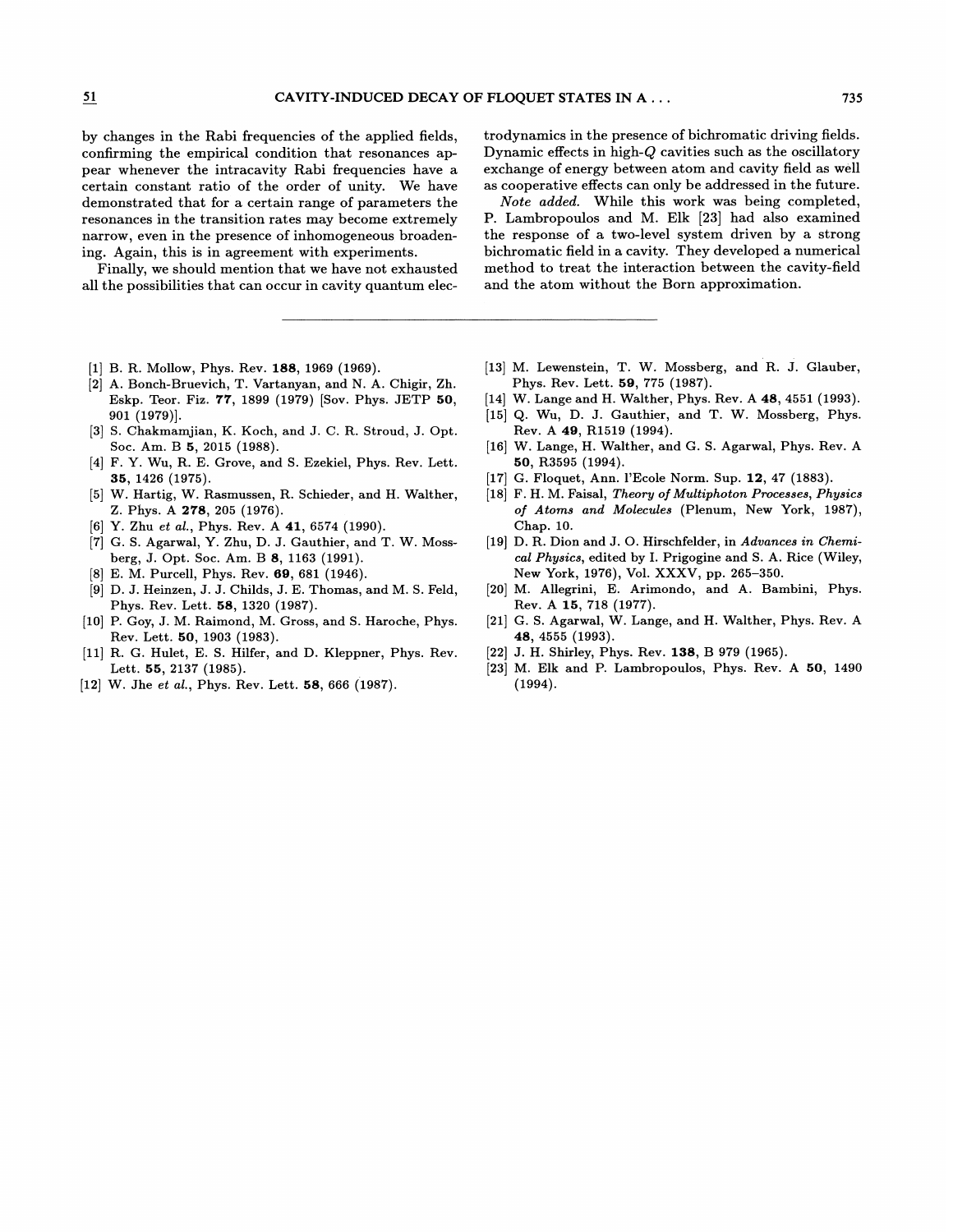by changes in the Rabi frequencies of the applied fields, confirming the empirical condition that resonances appear whenever the intracavity Rabi frequencies have a certain constant ratio of the order of unity. We have demonstrated that for a certain range of parameters the resonances in the transition rates may become extremely narrow, even in the presence of inhomogeneous broadening. Again, this is in agreement with experiments.

Finally, we should mention that we have not exhausted all the possibilities that can occur in cavity quantum electrodynamics in the presence of bichromatic driving fields. Dynamic effects in high-$Q$ cavities such as the oscillatory exchange of energy between atom and cavity field as well as cooperative effects can only be addressed in the future.

*Note added.* While this work was being completed, P. Lambropoulos and M. Elk [23] had also examined the response of a two-level system driven by a strong bichromatic field in a cavity. They developed a numerical method to treat the interaction between the cavity-field and the atom without the Born approximation.

---

[1] B. R. Mollow, Phys. Rev. **188**, 1969 (1969).

[2] A. Bonch-Bruevich, T. Vartanyan, and N. A. Chigir, Zh. Eskp. Teor. Fiz. **77**, 1899 (1979) [Sov. Phys. JETP **50**, 901 (1979)].

[3] S. Chakmamjian, K. Koch, and J. C. R. Stroud, J. Opt. Soc. Am. B **5**, 2015 (1988).

[4] F. Y. Wu, R. E. Grove, and S. Ezekiel, Phys. Rev. Lett. **35**, 1426 (1975).

[5] W. Hartig, W. Rasmussen, R. Schieder, and H. Walther, Z. Phys. A **278**, 205 (1976).

[6] Y. Zhu *et al.*, Phys. Rev. A **41**, 6574 (1990).

[7] G. S. Agarwal, Y. Zhu, D. J. Gauthier, and T. W. Mossberg, J. Opt. Soc. Am. B **8**, 1163 (1991).

[8] E. M. Purcell, Phys. Rev. **69**, 681 (1946).

[9] D. J. Heinzen, J. J. Childs, J. E. Thomas, and M. S. Feld, Phys. Rev. Lett. **58**, 1320 (1987).

[10] P. Goy, J. M. Raimond, M. Gross, and S. Haroche, Phys. Rev. Lett. **50**, 1903 (1983).

[11] R. G. Hulet, E. S. Hilfer, and D. Kleppner, Phys. Rev. Lett. **55**, 2137 (1985).

[12] W. Jhe *et al.*, Phys. Rev. Lett. **58**, 666 (1987).

[13] M. Lewenstein, T. W. Mossberg, and R. J. Glauber, Phys. Rev. Lett. **59**, 775 (1987).

[14] W. Lange and H. Walther, Phys. Rev. A **48**, 4551 (1993).

[15] Q. Wu, D. J. Gauthier, and T. W. Mossberg, Phys. Rev. A **49**, R1519 (1994).

[16] W. Lange, H. Walther, and G. S. Agarwal, Phys. Rev. A **50**, R3595 (1994).

[17] G. Floquet, Ann. l'Ecole Norm. Sup. **12**, 47 (1883).

[18] F. H. M. Faisal, *Theory of Multiphoton Processes, Physics of Atoms and Molecules* (Plenum, New York, 1987), Chap. 10.

[19] D. R. Dion and J. O. Hirschfelder, in *Advances in Chemical Physics*, edited by I. Prigogine and S. A. Rice (Wiley, New York, 1976), Vol. XXXV, pp. 265–350.

[20] M. Allegrini, E. Arimondo, and A. Bambini, Phys. Rev. A **15**, 718 (1977).

[21] G. S. Agarwal, W. Lange, and H. Walther, Phys. Rev. A **48**, 4555 (1993).

[22] J. H. Shirley, Phys. Rev. **138**, B 979 (1965).

[23] M. Elk and P. Lambropoulos, Phys. Rev. A **50**, 1490 (1994).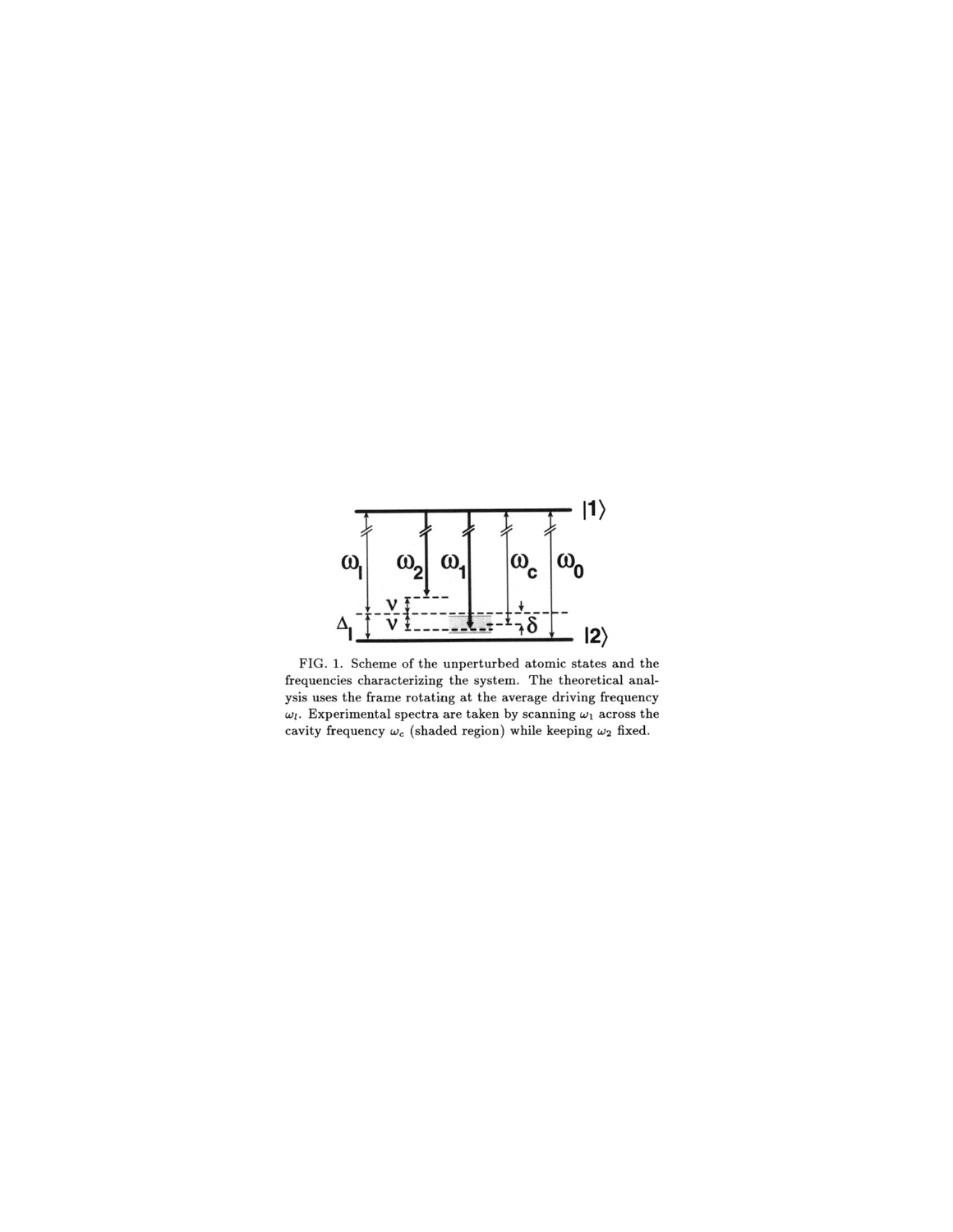FIG. 1. Scheme of the unperturbed atomic states and the frequencies characterizing the system. The theoretical analysis uses the frame rotating at the average driving frequency $\omega_l$. Experimental spectra are taken by scanning $\omega_1$ across the cavity frequency $\omega_c$ (shaded region) while keeping $\omega_2$ fixed.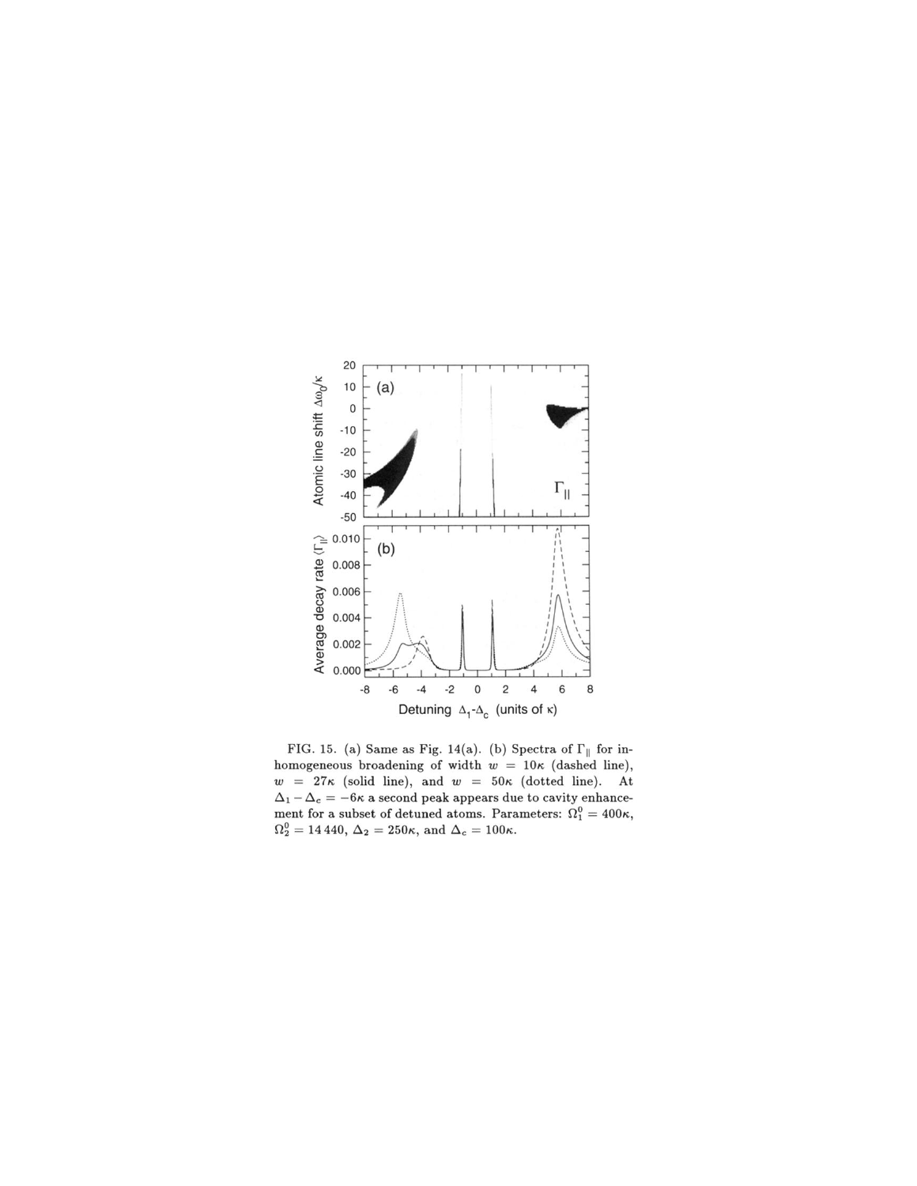FIG. 15. (a) Same as Fig. 14(a). (b) Spectra of $\Gamma_{\|}$ for inhomogeneous broadening of width $w = 10\kappa$ (dashed line), $w = 27\kappa$ (solid line), and $w = 50\kappa$ (dotted line). At $\Delta_1 - \Delta_c = -6\kappa$ a second peak appears due to cavity enhancement for a subset of detuned atoms. Parameters: $\Omega_1^0 = 400\kappa$, $\Omega_2^0 = 14\,440$, $\Delta_2 = 250\kappa$, and $\Delta_c = 100\kappa$.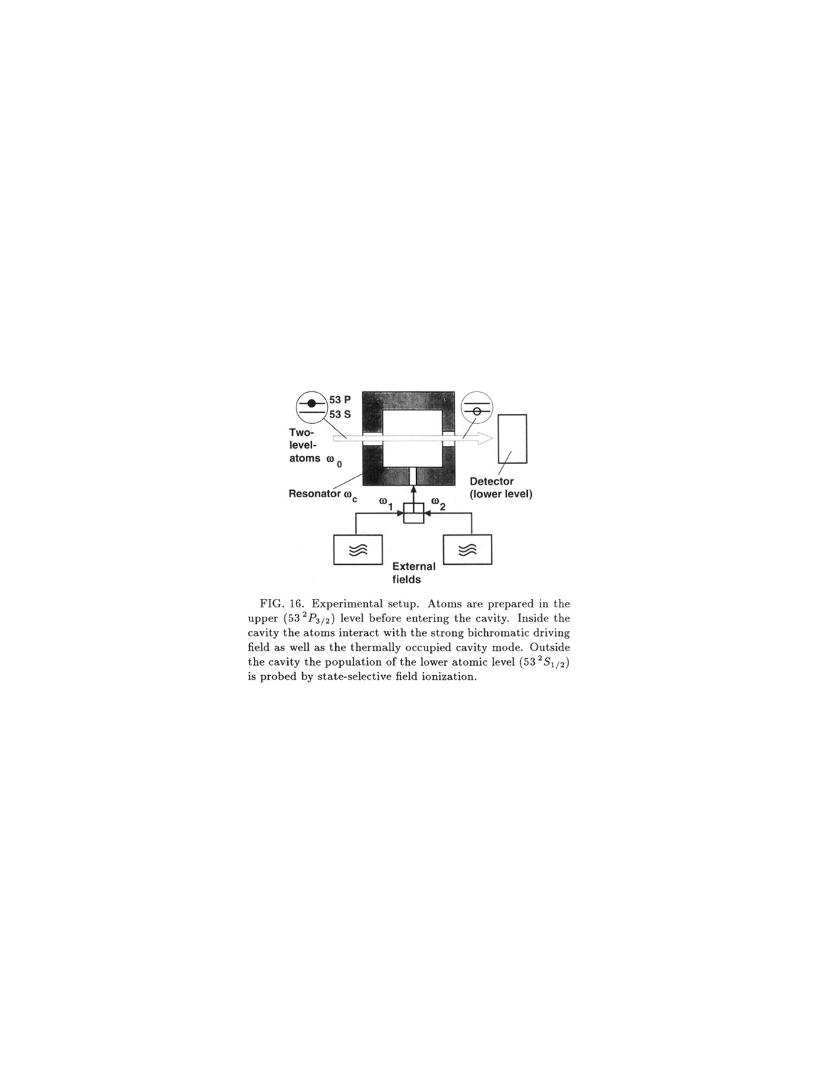53 P

53 S

Two-level-atoms $\omega_0$

Resonator $\omega_c$

$\omega_1$

$\omega_2$

Detector (lower level)

External fields

FIG. 16. Experimental setup. Atoms are prepared in the upper ($53\,^2P_{3/2}$) level before entering the cavity. Inside the cavity the atoms interact with the strong bichromatic driving field as well as the thermally occupied cavity mode. Outside the cavity the population of the lower atomic level ($53\,^2S_{1/2}$) is probed by state-selective field ionization.